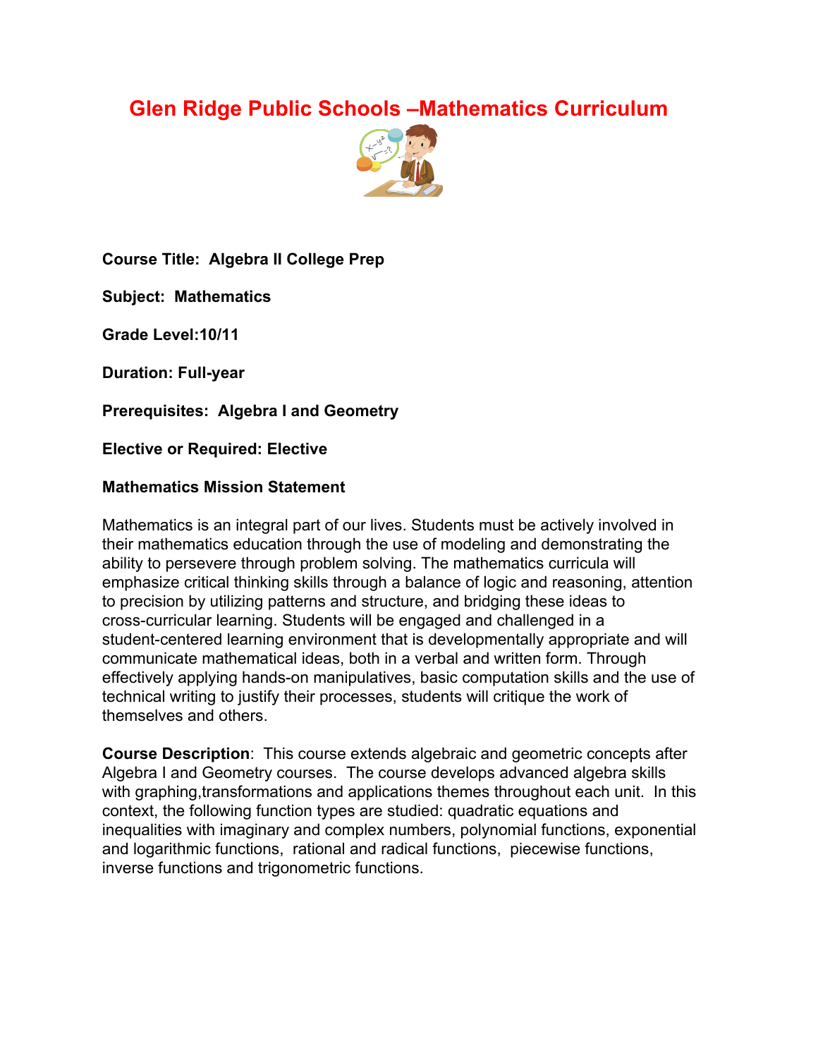# Glen Ridge Public Schools –Mathematics Curriculum

**Course Title: Algebra II College Prep**

**Subject: Mathematics**

**Grade Level:10/11**

**Duration: Full-year**

**Prerequisites: Algebra I and Geometry**

**Elective or Required: Elective**

**Mathematics Mission Statement**

Mathematics is an integral part of our lives. Students must be actively involved in their mathematics education through the use of modeling and demonstrating the ability to persevere through problem solving. The mathematics curricula will emphasize critical thinking skills through a balance of logic and reasoning, attention to precision by utilizing patterns and structure, and bridging these ideas to cross-curricular learning. Students will be engaged and challenged in a student-centered learning environment that is developmentally appropriate and will communicate mathematical ideas, both in a verbal and written form. Through effectively applying hands-on manipulatives, basic computation skills and the use of technical writing to justify their processes, students will critique the work of themselves and others.

**Course Description**: This course extends algebraic and geometric concepts after Algebra I and Geometry courses. The course develops advanced algebra skills with graphing,transformations and applications themes throughout each unit. In this context, the following function types are studied: quadratic equations and inequalities with imaginary and complex numbers, polynomial functions, exponential and logarithmic functions, rational and radical functions, piecewise functions, inverse functions and trigonometric functions.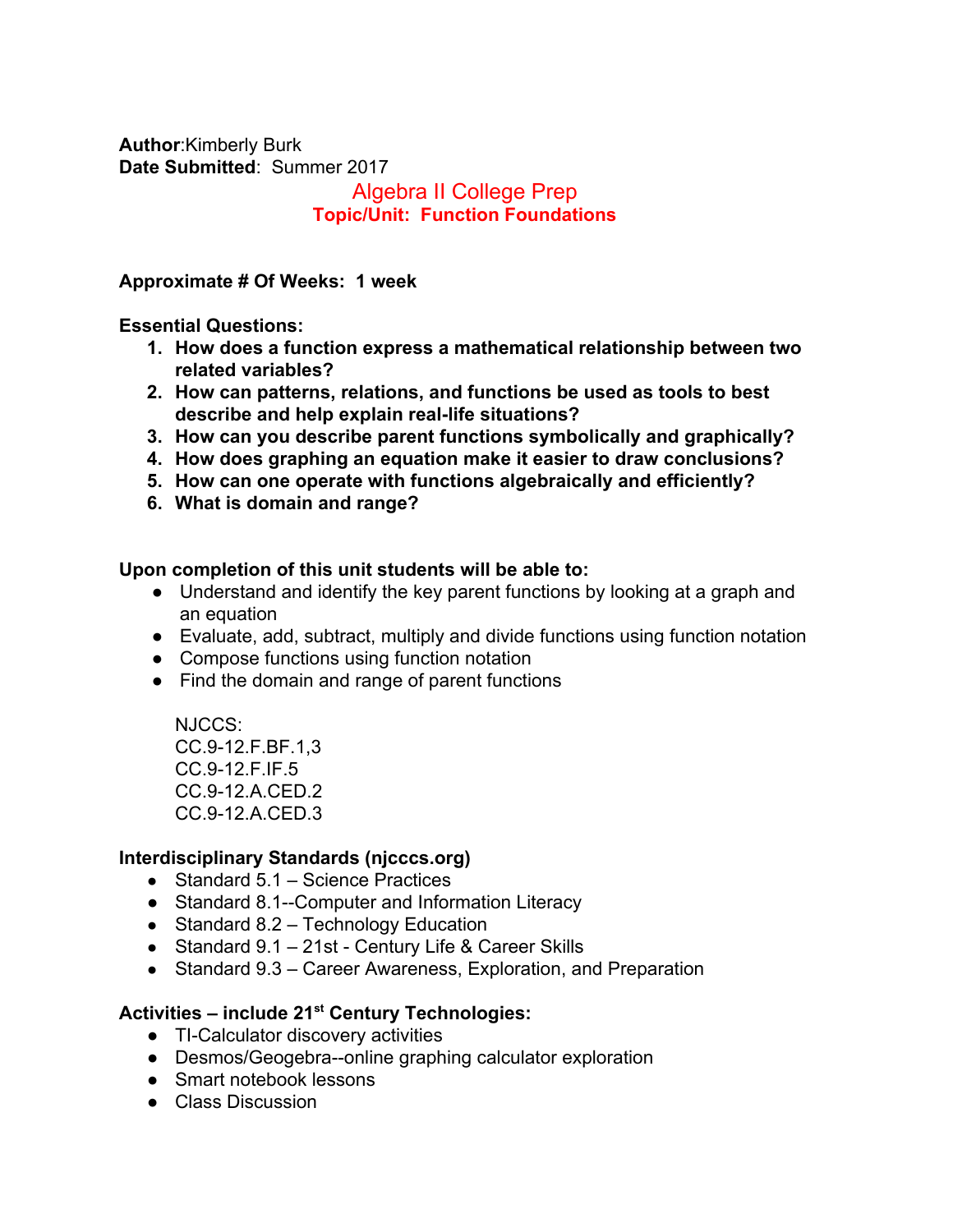**Author**:Kimberly Burk
**Date Submitted**: Summer 2017

# Algebra II College Prep

## Topic/Unit: Function Foundations

**Approximate # Of Weeks: 1 week**

**Essential Questions:**

1. **How does a function express a mathematical relationship between two related variables?**
2. **How can patterns, relations, and functions be used as tools to best describe and help explain real-life situations?**
3. **How can you describe parent functions symbolically and graphically?**
4. **How does graphing an equation make it easier to draw conclusions?**
5. **How can one operate with functions algebraically and efficiently?**
6. **What is domain and range?**

**Upon completion of this unit students will be able to:**

- Understand and identify the key parent functions by looking at a graph and an equation
- Evaluate, add, subtract, multiply and divide functions using function notation
- Compose functions using function notation
- Find the domain and range of parent functions

NJCCS:
CC.9-12.F.BF.1,3
CC.9-12.F.IF.5
CC.9-12.A.CED.2
CC.9-12.A.CED.3

**Interdisciplinary Standards (njcccs.org)**

- Standard 5.1 – Science Practices
- Standard 8.1--Computer and Information Literacy
- Standard 8.2 – Technology Education
- Standard 9.1 – 21st - Century Life & Career Skills
- Standard 9.3 – Career Awareness, Exploration, and Preparation

**Activities – include 21st Century Technologies:**

- TI-Calculator discovery activities
- Desmos/Geogebra--online graphing calculator exploration
- Smart notebook lessons
- Class Discussion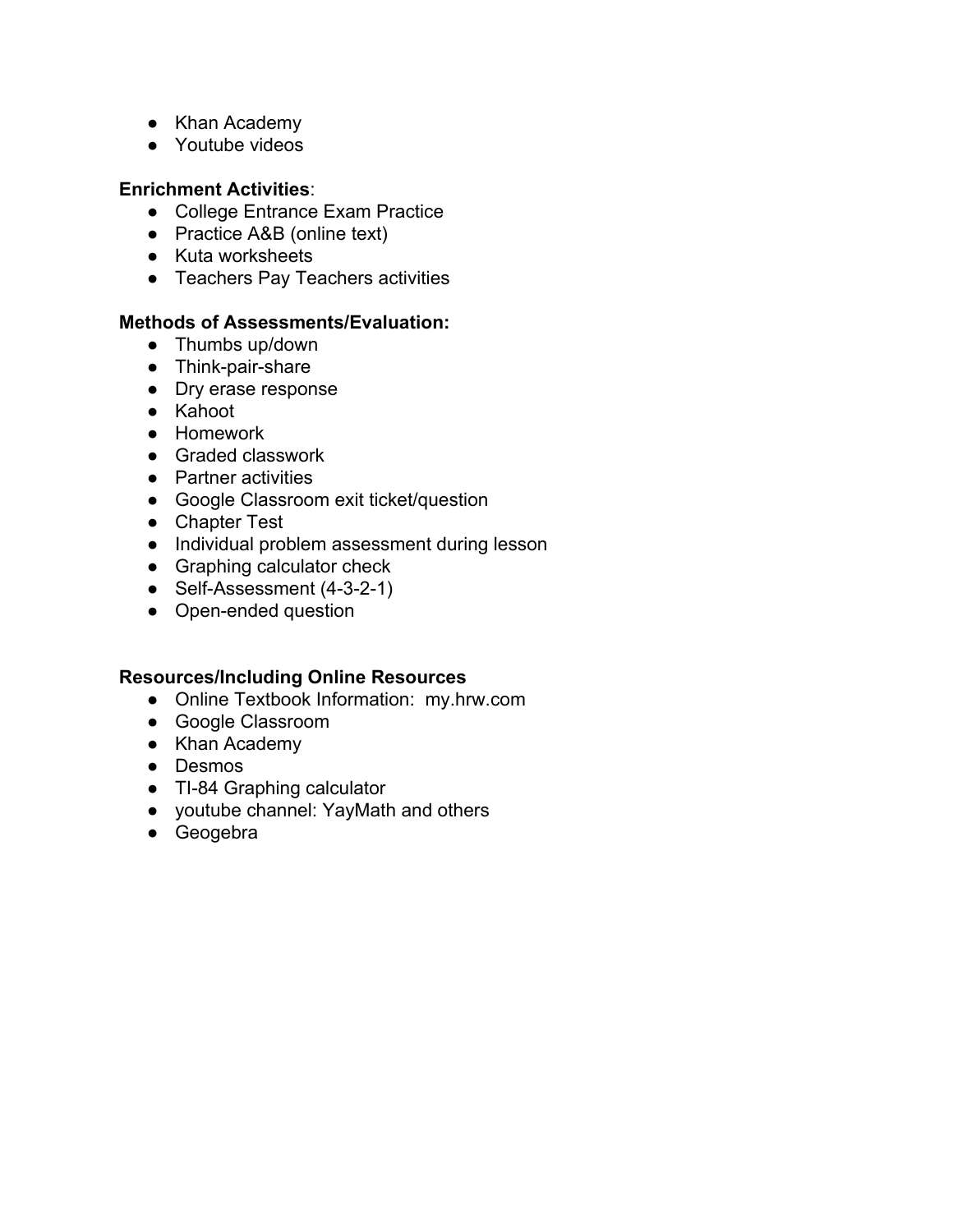- Khan Academy
- Youtube videos

**Enrichment Activities**:
- College Entrance Exam Practice
- Practice A&B (online text)
- Kuta worksheets
- Teachers Pay Teachers activities

**Methods of Assessments/Evaluation:**
- Thumbs up/down
- Think-pair-share
- Dry erase response
- Kahoot
- Homework
- Graded classwork
- Partner activities
- Google Classroom exit ticket/question
- Chapter Test
- Individual problem assessment during lesson
- Graphing calculator check
- Self-Assessment (4-3-2-1)
- Open-ended question

**Resources/Including Online Resources**
- Online Textbook Information: my.hrw.com
- Google Classroom
- Khan Academy
- Desmos
- TI-84 Graphing calculator
- youtube channel: YayMath and others
- Geogebra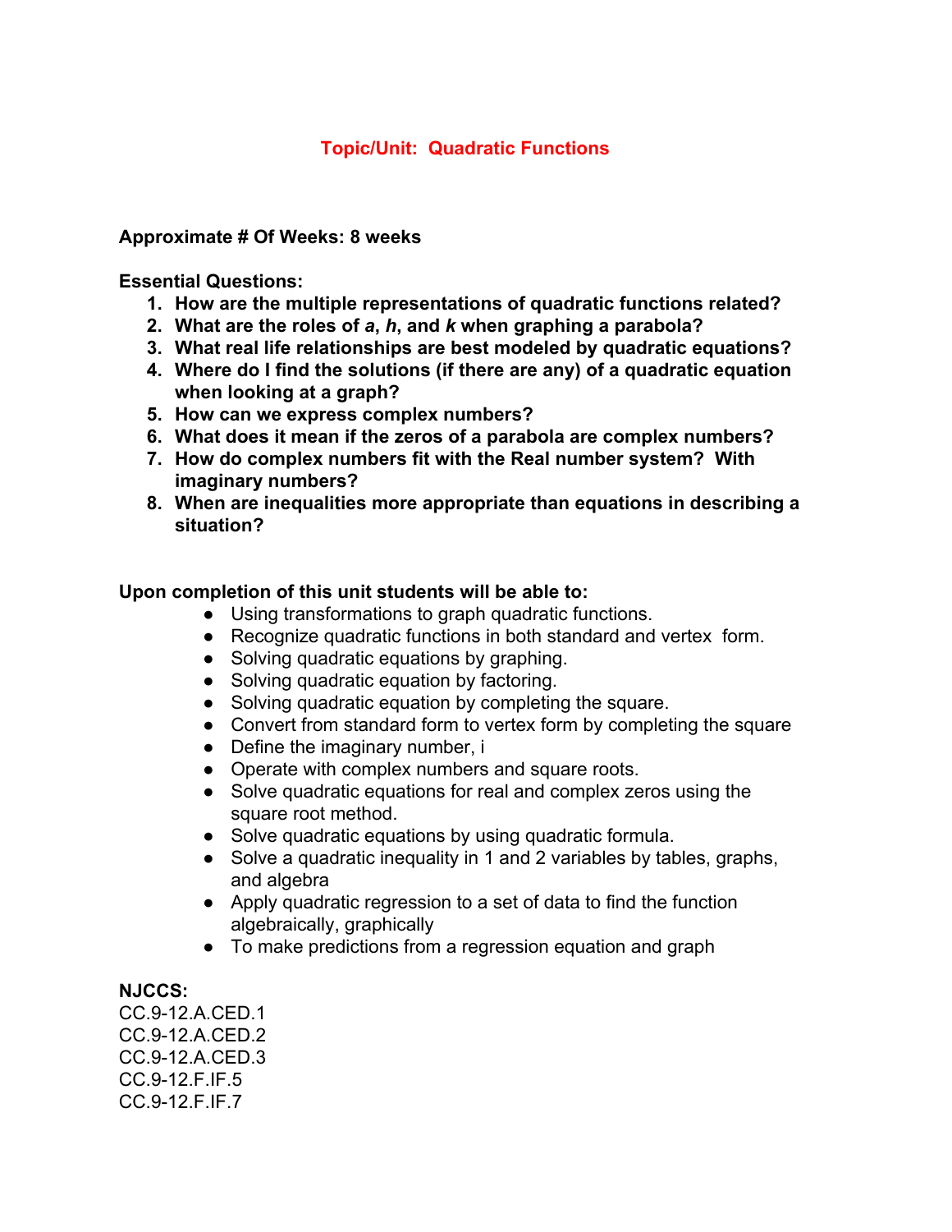# Topic/Unit: Quadratic Functions

**Approximate # Of Weeks: 8 weeks**

**Essential Questions:**

1. **How are the multiple representations of quadratic functions related?**
2. **What are the roles of *a*, *h*, and *k* when graphing a parabola?**
3. **What real life relationships are best modeled by quadratic equations?**
4. **Where do I find the solutions (if there are any) of a quadratic equation when looking at a graph?**
5. **How can we express complex numbers?**
6. **What does it mean if the zeros of a parabola are complex numbers?**
7. **How do complex numbers fit with the Real number system? With imaginary numbers?**
8. **When are inequalities more appropriate than equations in describing a situation?**

**Upon completion of this unit students will be able to:**

- Using transformations to graph quadratic functions.
- Recognize quadratic functions in both standard and vertex form.
- Solving quadratic equations by graphing.
- Solving quadratic equation by factoring.
- Solving quadratic equation by completing the square.
- Convert from standard form to vertex form by completing the square
- Define the imaginary number, i
- Operate with complex numbers and square roots.
- Solve quadratic equations for real and complex zeros using the square root method.
- Solve quadratic equations by using quadratic formula.
- Solve a quadratic inequality in 1 and 2 variables by tables, graphs, and algebra
- Apply quadratic regression to a set of data to find the function algebraically, graphically
- To make predictions from a regression equation and graph

**NJCCS:**

CC.9-12.A.CED.1
CC.9-12.A.CED.2
CC.9-12.A.CED.3
CC.9-12.F.IF.5
CC.9-12.F.IF.7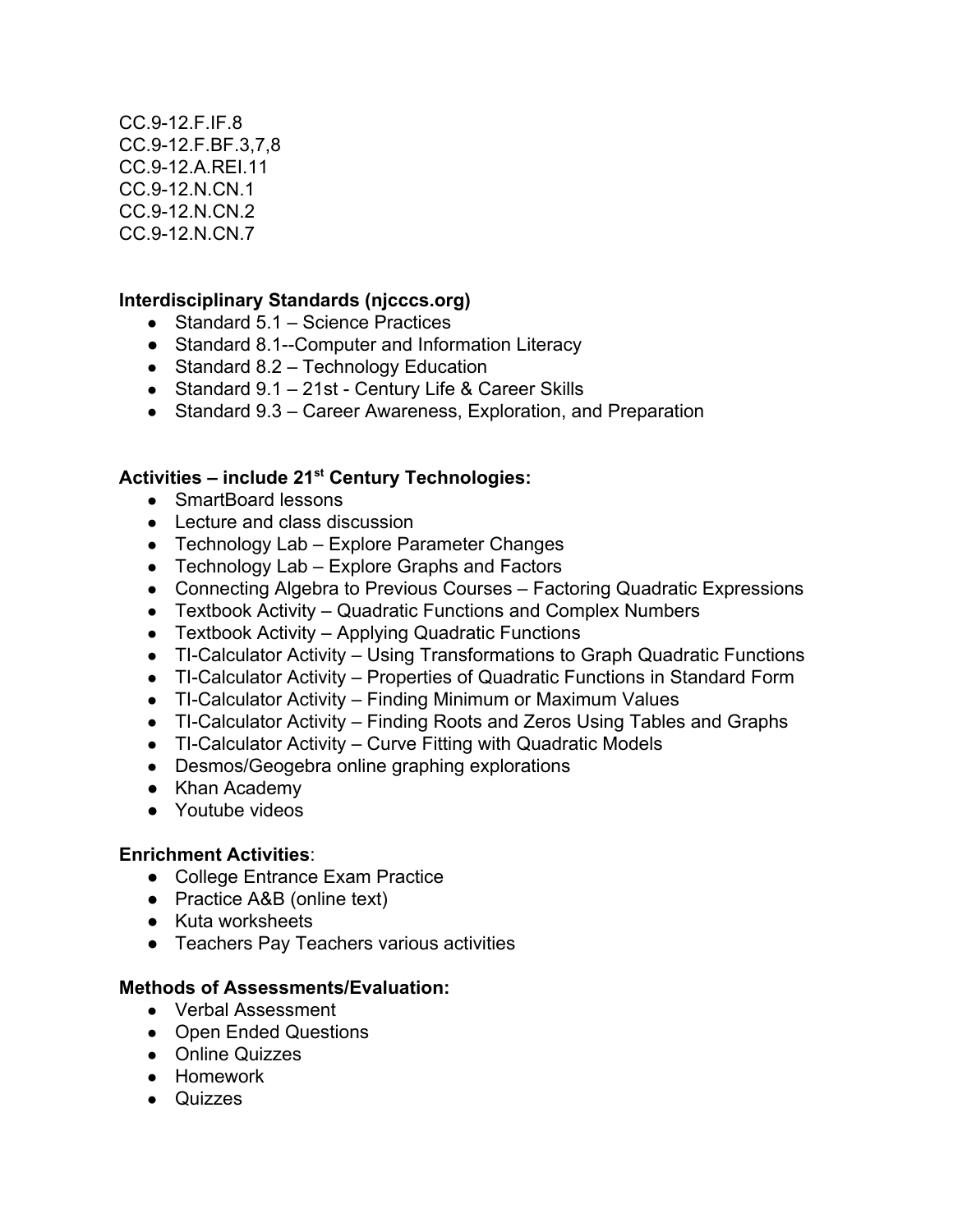CC.9-12.F.IF.8
CC.9-12.F.BF.3,7,8
CC.9-12.A.REI.11
CC.9-12.N.CN.1
CC.9-12.N.CN.2
CC.9-12.N.CN.7

**Interdisciplinary Standards (njcccs.org)**

- Standard 5.1 – Science Practices
- Standard 8.1--Computer and Information Literacy
- Standard 8.2 – Technology Education
- Standard 9.1 – 21st - Century Life & Career Skills
- Standard 9.3 – Career Awareness, Exploration, and Preparation

**Activities – include 21st Century Technologies:**

- SmartBoard lessons
- Lecture and class discussion
- Technology Lab – Explore Parameter Changes
- Technology Lab – Explore Graphs and Factors
- Connecting Algebra to Previous Courses – Factoring Quadratic Expressions
- Textbook Activity – Quadratic Functions and Complex Numbers
- Textbook Activity – Applying Quadratic Functions
- TI-Calculator Activity – Using Transformations to Graph Quadratic Functions
- TI-Calculator Activity – Properties of Quadratic Functions in Standard Form
- TI-Calculator Activity – Finding Minimum or Maximum Values
- TI-Calculator Activity – Finding Roots and Zeros Using Tables and Graphs
- TI-Calculator Activity – Curve Fitting with Quadratic Models
- Desmos/Geogebra online graphing explorations
- Khan Academy
- Youtube videos

**Enrichment Activities**:

- College Entrance Exam Practice
- Practice A&B (online text)
- Kuta worksheets
- Teachers Pay Teachers various activities

**Methods of Assessments/Evaluation:**

- Verbal Assessment
- Open Ended Questions
- Online Quizzes
- Homework
- Quizzes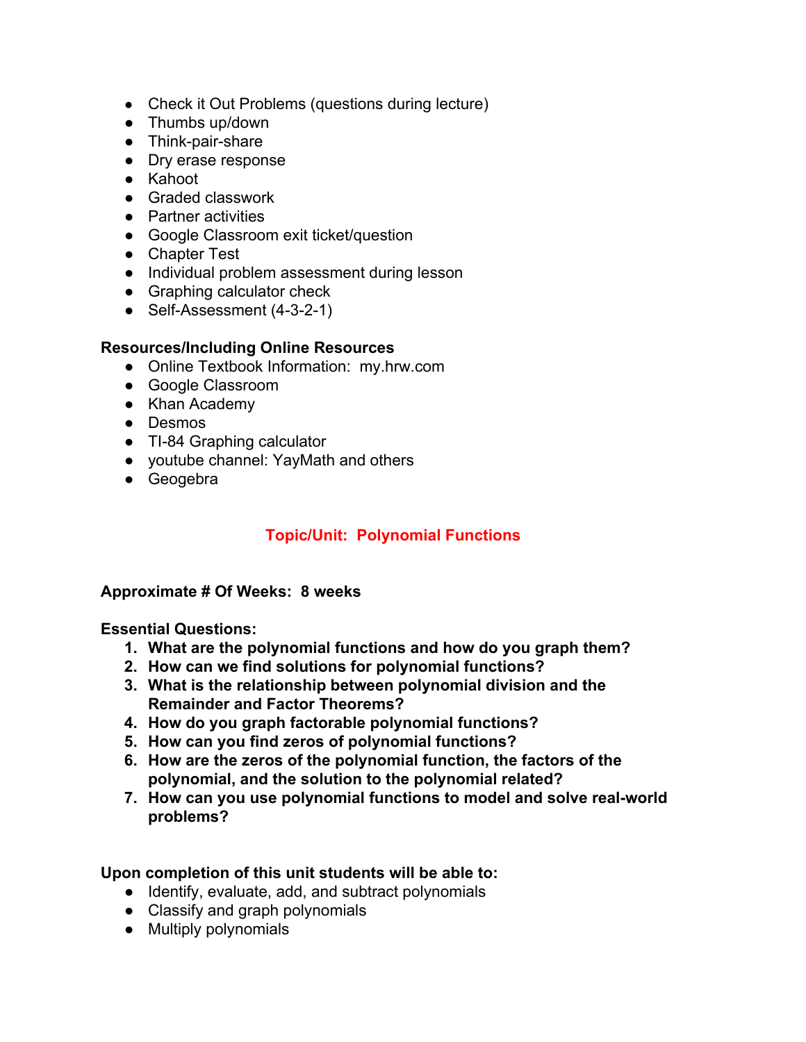- Check it Out Problems (questions during lecture)
- Thumbs up/down
- Think-pair-share
- Dry erase response
- Kahoot
- Graded classwork
- Partner activities
- Google Classroom exit ticket/question
- Chapter Test
- Individual problem assessment during lesson
- Graphing calculator check
- Self-Assessment (4-3-2-1)

**Resources/Including Online Resources**

- Online Textbook Information: my.hrw.com
- Google Classroom
- Khan Academy
- Desmos
- TI-84 Graphing calculator
- youtube channel: YayMath and others
- Geogebra

## Topic/Unit: Polynomial Functions

**Approximate # Of Weeks: 8 weeks**

**Essential Questions:**

1. **What are the polynomial functions and how do you graph them?**
2. **How can we find solutions for polynomial functions?**
3. **What is the relationship between polynomial division and the Remainder and Factor Theorems?**
4. **How do you graph factorable polynomial functions?**
5. **How can you find zeros of polynomial functions?**
6. **How are the zeros of the polynomial function, the factors of the polynomial, and the solution to the polynomial related?**
7. **How can you use polynomial functions to model and solve real-world problems?**

**Upon completion of this unit students will be able to:**

- Identify, evaluate, add, and subtract polynomials
- Classify and graph polynomials
- Multiply polynomials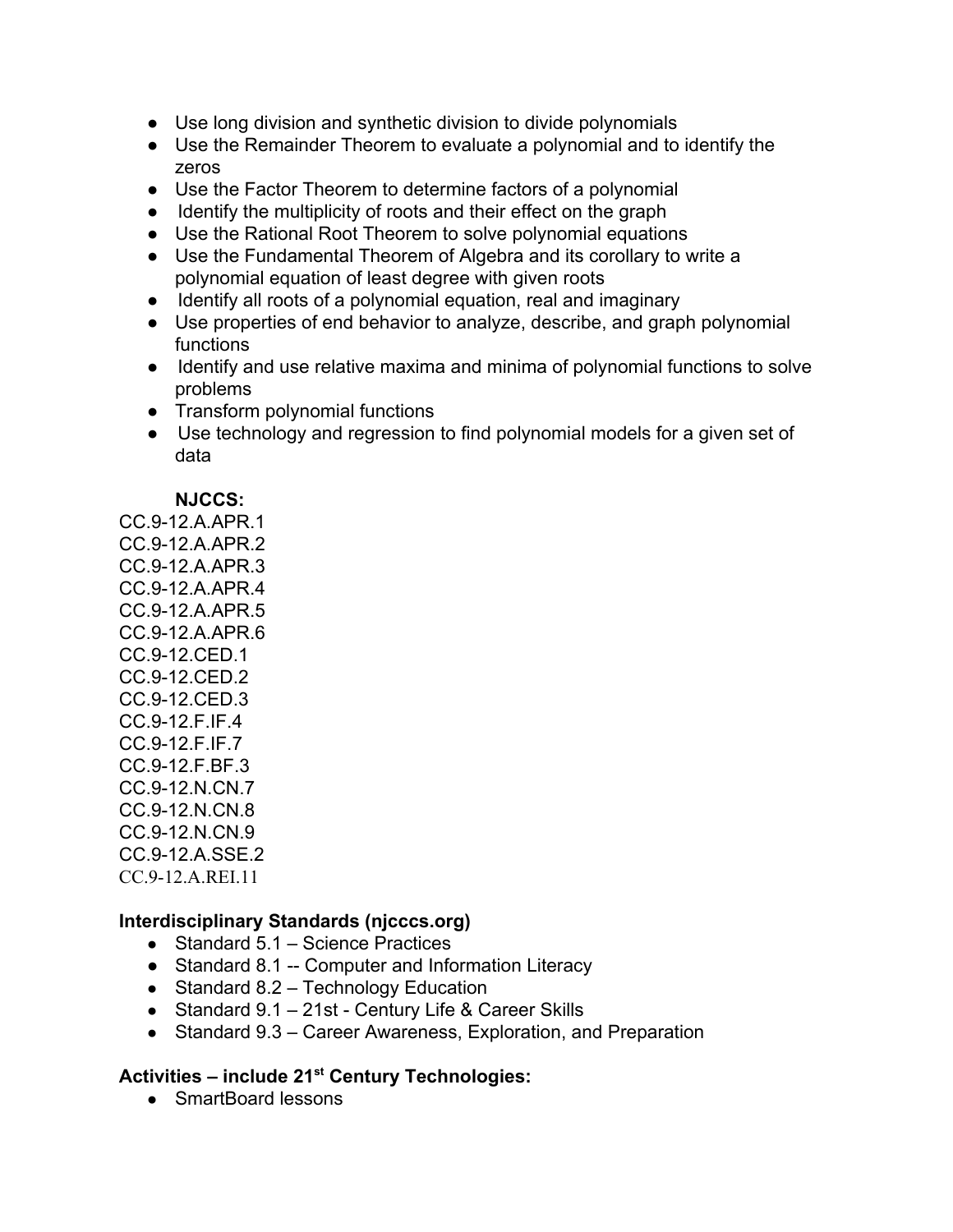- Use long division and synthetic division to divide polynomials
- Use the Remainder Theorem to evaluate a polynomial and to identify the zeros
- Use the Factor Theorem to determine factors of a polynomial
- Identify the multiplicity of roots and their effect on the graph
- Use the Rational Root Theorem to solve polynomial equations
- Use the Fundamental Theorem of Algebra and its corollary to write a polynomial equation of least degree with given roots
- Identify all roots of a polynomial equation, real and imaginary
- Use properties of end behavior to analyze, describe, and graph polynomial functions
- Identify and use relative maxima and minima of polynomial functions to solve problems
- Transform polynomial functions
- Use technology and regression to find polynomial models for a given set of data

**NJCCS:**

CC.9-12.A.APR.1
CC.9-12.A.APR.2
CC.9-12.A.APR.3
CC.9-12.A.APR.4
CC.9-12.A.APR.5
CC.9-12.A.APR.6
CC.9-12.CED.1
CC.9-12.CED.2
CC.9-12.CED.3
CC.9-12.F.IF.4
CC.9-12.F.IF.7
CC.9-12.F.BF.3
CC.9-12.N.CN.7
CC.9-12.N.CN.8
CC.9-12.N.CN.9
CC.9-12.A.SSE.2
CC.9-12.A.REI.11

**Interdisciplinary Standards (njcccs.org)**

- Standard 5.1 – Science Practices
- Standard 8.1 -- Computer and Information Literacy
- Standard 8.2 – Technology Education
- Standard 9.1 – 21st - Century Life & Career Skills
- Standard 9.3 – Career Awareness, Exploration, and Preparation

**Activities – include 21st Century Technologies:**

- SmartBoard lessons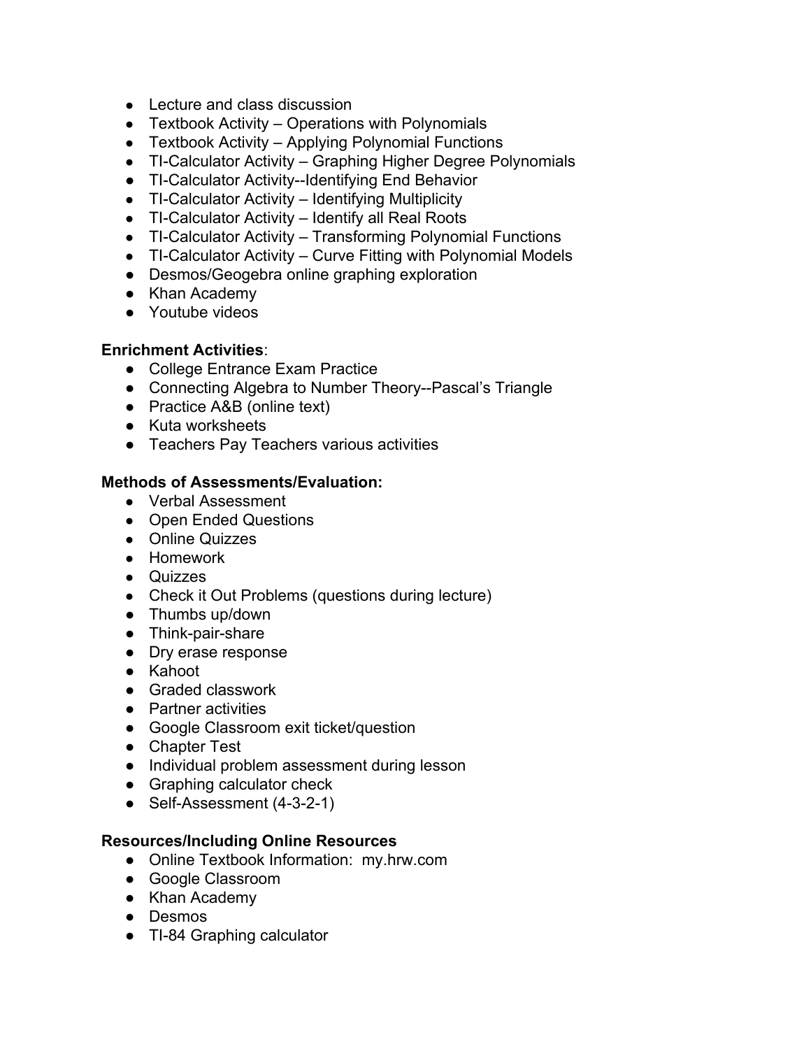- Lecture and class discussion
- Textbook Activity – Operations with Polynomials
- Textbook Activity – Applying Polynomial Functions
- TI-Calculator Activity – Graphing Higher Degree Polynomials
- TI-Calculator Activity--Identifying End Behavior
- TI-Calculator Activity – Identifying Multiplicity
- TI-Calculator Activity – Identify all Real Roots
- TI-Calculator Activity – Transforming Polynomial Functions
- TI-Calculator Activity – Curve Fitting with Polynomial Models
- Desmos/Geogebra online graphing exploration
- Khan Academy
- Youtube videos

**Enrichment Activities**:

- College Entrance Exam Practice
- Connecting Algebra to Number Theory--Pascal's Triangle
- Practice A&B (online text)
- Kuta worksheets
- Teachers Pay Teachers various activities

**Methods of Assessments/Evaluation:**

- Verbal Assessment
- Open Ended Questions
- Online Quizzes
- Homework
- Quizzes
- Check it Out Problems (questions during lecture)
- Thumbs up/down
- Think-pair-share
- Dry erase response
- Kahoot
- Graded classwork
- Partner activities
- Google Classroom exit ticket/question
- Chapter Test
- Individual problem assessment during lesson
- Graphing calculator check
- Self-Assessment (4-3-2-1)

**Resources/Including Online Resources**

- Online Textbook Information: my.hrw.com
- Google Classroom
- Khan Academy
- Desmos
- TI-84 Graphing calculator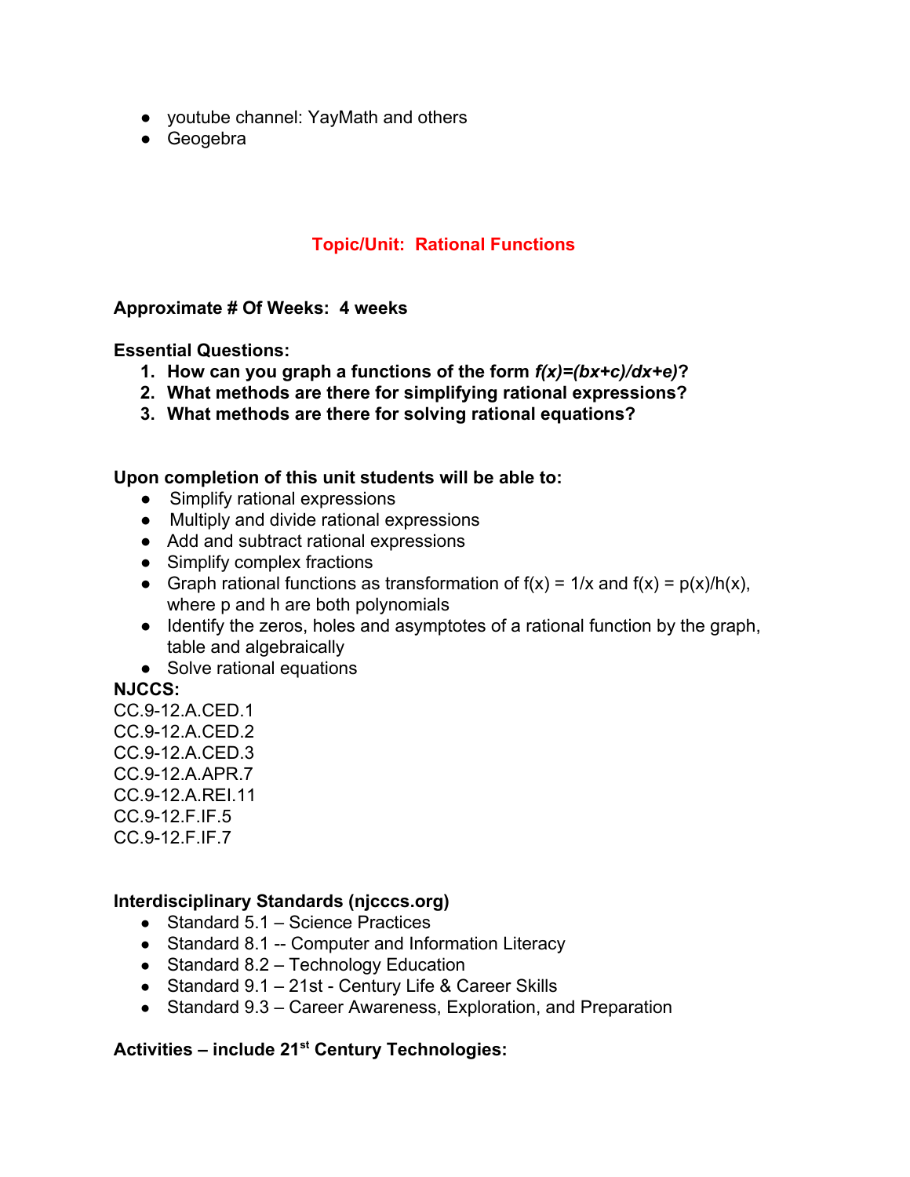- youtube channel: YayMath and others
- Geogebra

## Topic/Unit: Rational Functions

**Approximate # Of Weeks: 4 weeks**

**Essential Questions:**

1. **How can you graph a functions of the form *$f(x)=(bx+c)/dx+e)$*?**
2. **What methods are there for simplifying rational expressions?**
3. **What methods are there for solving rational equations?**

**Upon completion of this unit students will be able to:**

- Simplify rational expressions
- Multiply and divide rational expressions
- Add and subtract rational expressions
- Simplify complex fractions
- Graph rational functions as transformation of $f(x) = 1/x$ and $f(x) = p(x)/h(x)$, where p and h are both polynomials
- Identify the zeros, holes and asymptotes of a rational function by the graph, table and algebraically
- Solve rational equations

**NJCCS:**

CC.9-12.A.CED.1
CC.9-12.A.CED.2
CC.9-12.A.CED.3
CC.9-12.A.APR.7
CC.9-12.A.REI.11
CC.9-12.F.IF.5
CC.9-12.F.IF.7

**Interdisciplinary Standards (njcccs.org)**

- Standard 5.1 – Science Practices
- Standard 8.1 -- Computer and Information Literacy
- Standard 8.2 – Technology Education
- Standard 9.1 – 21st - Century Life & Career Skills
- Standard 9.3 – Career Awareness, Exploration, and Preparation

**Activities – include 21st Century Technologies:**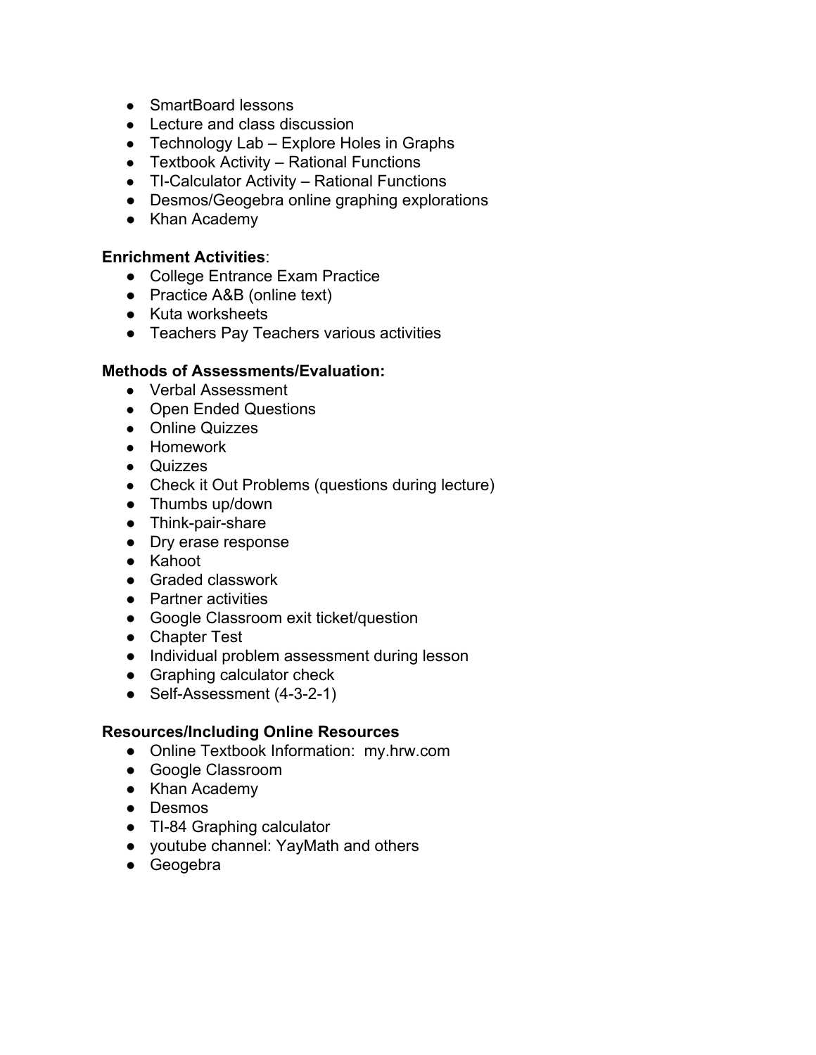- SmartBoard lessons
- Lecture and class discussion
- Technology Lab – Explore Holes in Graphs
- Textbook Activity – Rational Functions
- TI-Calculator Activity – Rational Functions
- Desmos/Geogebra online graphing explorations
- Khan Academy

**Enrichment Activities**:

- College Entrance Exam Practice
- Practice A&B (online text)
- Kuta worksheets
- Teachers Pay Teachers various activities

**Methods of Assessments/Evaluation:**

- Verbal Assessment
- Open Ended Questions
- Online Quizzes
- Homework
- Quizzes
- Check it Out Problems (questions during lecture)
- Thumbs up/down
- Think-pair-share
- Dry erase response
- Kahoot
- Graded classwork
- Partner activities
- Google Classroom exit ticket/question
- Chapter Test
- Individual problem assessment during lesson
- Graphing calculator check
- Self-Assessment (4-3-2-1)

**Resources/Including Online Resources**

- Online Textbook Information: my.hrw.com
- Google Classroom
- Khan Academy
- Desmos
- TI-84 Graphing calculator
- youtube channel: YayMath and others
- Geogebra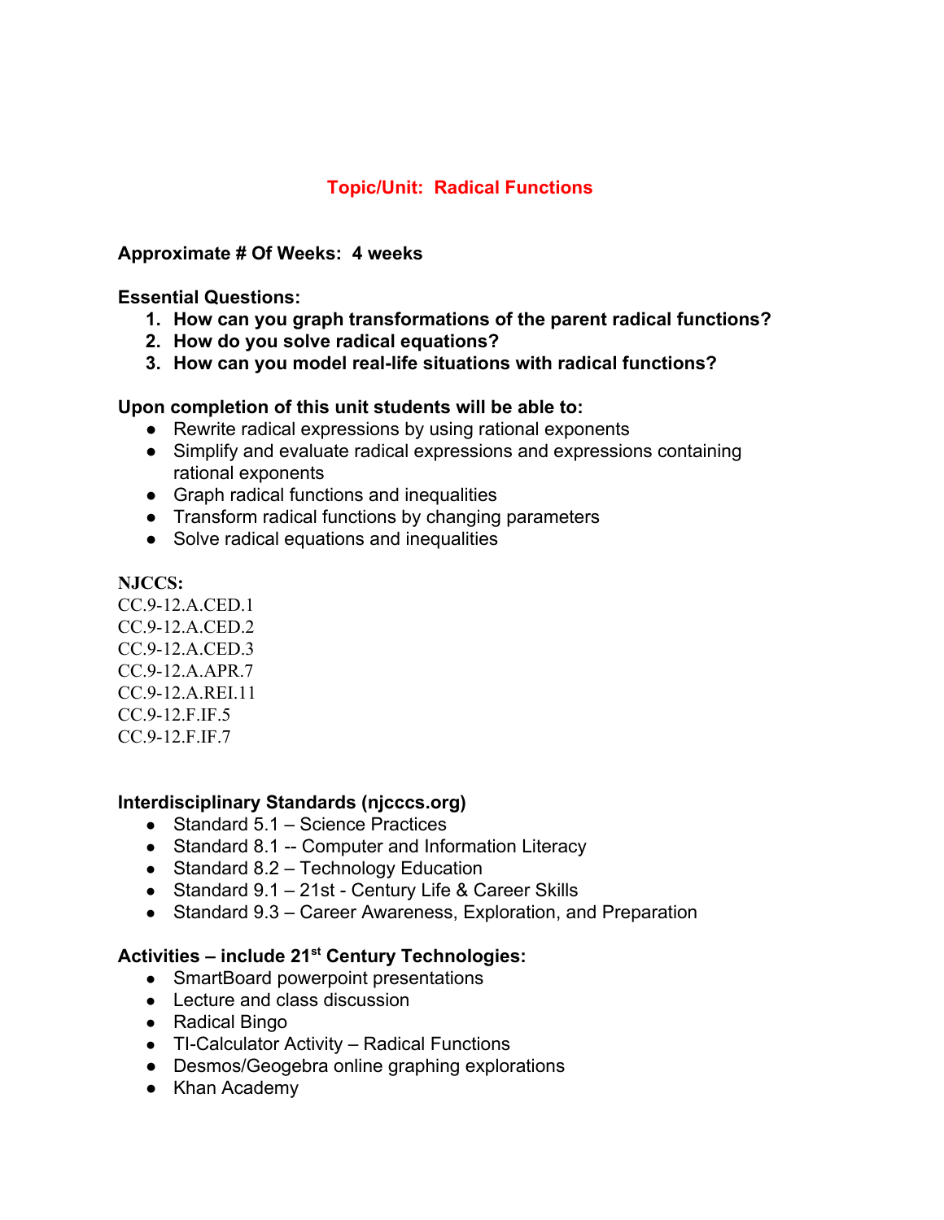# Topic/Unit: Radical Functions

**Approximate # Of Weeks: 4 weeks**

**Essential Questions:**

1. **How can you graph transformations of the parent radical functions?**
2. **How do you solve radical equations?**
3. **How can you model real-life situations with radical functions?**

**Upon completion of this unit students will be able to:**

- Rewrite radical expressions by using rational exponents
- Simplify and evaluate radical expressions and expressions containing rational exponents
- Graph radical functions and inequalities
- Transform radical functions by changing parameters
- Solve radical equations and inequalities

**NJCCS:**

CC.9-12.A.CED.1
CC.9-12.A.CED.2
CC.9-12.A.CED.3
CC.9-12.A.APR.7
CC.9-12.A.REI.11
CC.9-12.F.IF.5
CC.9-12.F.IF.7

**Interdisciplinary Standards (njcccs.org)**

- Standard 5.1 – Science Practices
- Standard 8.1 -- Computer and Information Literacy
- Standard 8.2 – Technology Education
- Standard 9.1 – 21st - Century Life & Career Skills
- Standard 9.3 – Career Awareness, Exploration, and Preparation

**Activities – include 21st Century Technologies:**

- SmartBoard powerpoint presentations
- Lecture and class discussion
- Radical Bingo
- TI-Calculator Activity – Radical Functions
- Desmos/Geogebra online graphing explorations
- Khan Academy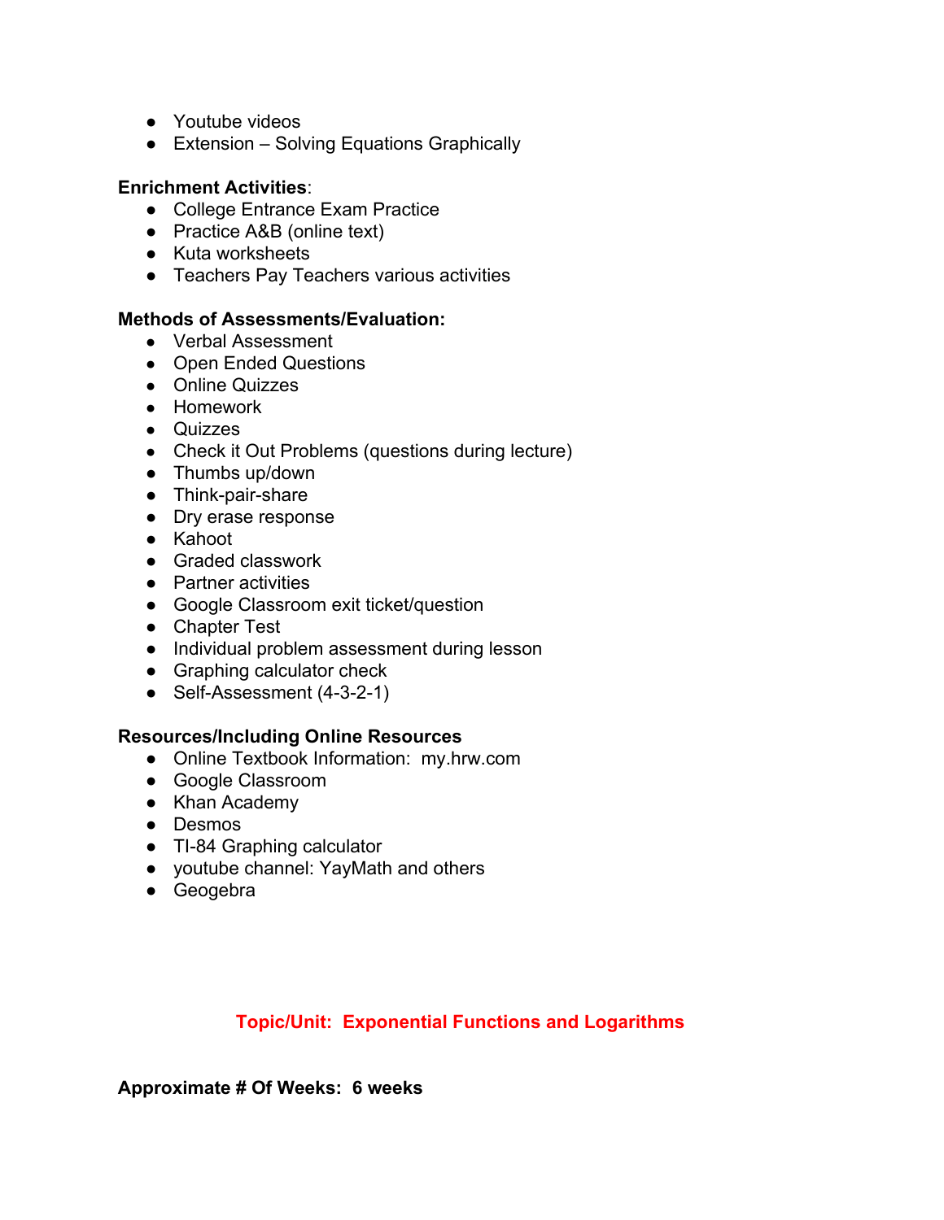- Youtube videos
- Extension – Solving Equations Graphically

**Enrichment Activities**:

- College Entrance Exam Practice
- Practice A&B (online text)
- Kuta worksheets
- Teachers Pay Teachers various activities

**Methods of Assessments/Evaluation:**

- Verbal Assessment
- Open Ended Questions
- Online Quizzes
- Homework
- Quizzes
- Check it Out Problems (questions during lecture)
- Thumbs up/down
- Think-pair-share
- Dry erase response
- Kahoot
- Graded classwork
- Partner activities
- Google Classroom exit ticket/question
- Chapter Test
- Individual problem assessment during lesson
- Graphing calculator check
- Self-Assessment (4-3-2-1)

**Resources/Including Online Resources**

- Online Textbook Information: my.hrw.com
- Google Classroom
- Khan Academy
- Desmos
- TI-84 Graphing calculator
- youtube channel: YayMath and others
- Geogebra

## Topic/Unit: Exponential Functions and Logarithms

**Approximate # Of Weeks: 6 weeks**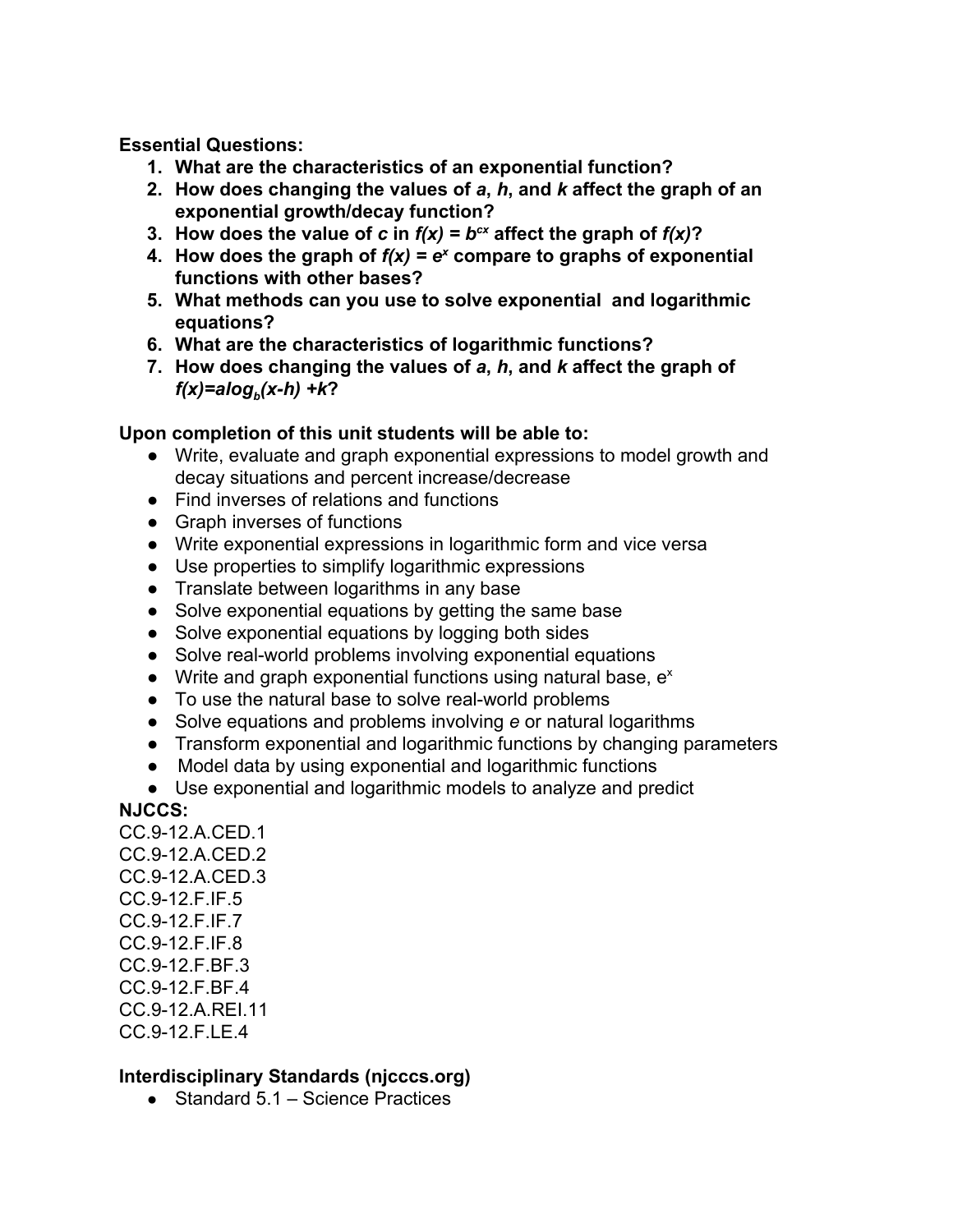**Essential Questions:**

1. **What are the characteristics of an exponential function?**
2. **How does changing the values of *a*, *h*, and *k* affect the graph of an exponential growth/decay function?**
3. **How does the value of *c* in $f(x) = b^{cx}$ affect the graph of *f(x)*?**
4. **How does the graph of $f(x) = e^x$ compare to graphs of exponential functions with other bases?**
5. **What methods can you use to solve exponential and logarithmic equations?**
6. **What are the characteristics of logarithmic functions?**
7. **How does changing the values of *a*, *h*, and *k* affect the graph of $f(x)=a\log_b(x-h)+k$?**

**Upon completion of this unit students will be able to:**

- Write, evaluate and graph exponential expressions to model growth and decay situations and percent increase/decrease
- Find inverses of relations and functions
- Graph inverses of functions
- Write exponential expressions in logarithmic form and vice versa
- Use properties to simplify logarithmic expressions
- Translate between logarithms in any base
- Solve exponential equations by getting the same base
- Solve exponential equations by logging both sides
- Solve real-world problems involving exponential equations
- Write and graph exponential functions using natural base, $e^x$
- To use the natural base to solve real-world problems
- Solve equations and problems involving *e* or natural logarithms
- Transform exponential and logarithmic functions by changing parameters
- Model data by using exponential and logarithmic functions
- Use exponential and logarithmic models to analyze and predict

**NJCCS:**

CC.9-12.A.CED.1
CC.9-12.A.CED.2
CC.9-12.A.CED.3
CC.9-12.F.IF.5
CC.9-12.F.IF.7
CC.9-12.F.IF.8
CC.9-12.F.BF.3
CC.9-12.F.BF.4
CC.9-12.A.REI.11
CC.9-12.F.LE.4

**Interdisciplinary Standards (njcccs.org)**

- Standard 5.1 – Science Practices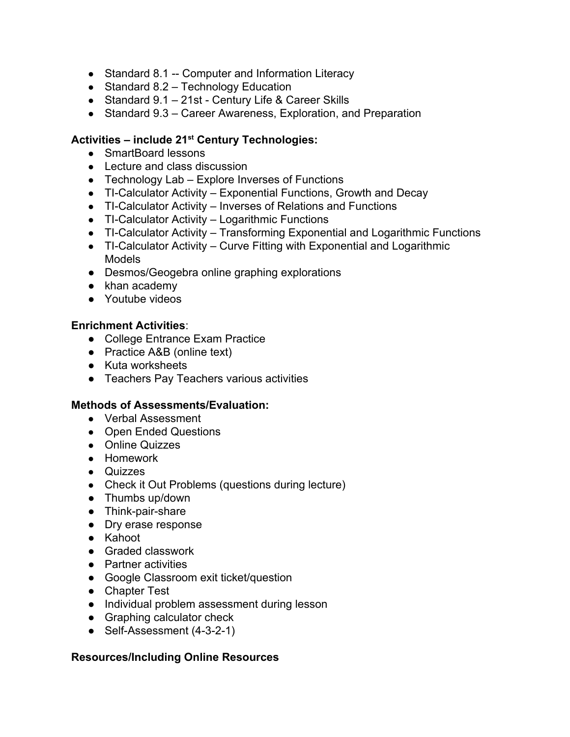- Standard 8.1 -- Computer and Information Literacy
- Standard 8.2 – Technology Education
- Standard 9.1 – 21st - Century Life & Career Skills
- Standard 9.3 – Career Awareness, Exploration, and Preparation

**Activities – include 21st Century Technologies:**

- SmartBoard lessons
- Lecture and class discussion
- Technology Lab – Explore Inverses of Functions
- TI-Calculator Activity – Exponential Functions, Growth and Decay
- TI-Calculator Activity – Inverses of Relations and Functions
- TI-Calculator Activity – Logarithmic Functions
- TI-Calculator Activity – Transforming Exponential and Logarithmic Functions
- TI-Calculator Activity – Curve Fitting with Exponential and Logarithmic Models
- Desmos/Geogebra online graphing explorations
- khan academy
- Youtube videos

**Enrichment Activities**:

- College Entrance Exam Practice
- Practice A&B (online text)
- Kuta worksheets
- Teachers Pay Teachers various activities

**Methods of Assessments/Evaluation:**

- Verbal Assessment
- Open Ended Questions
- Online Quizzes
- Homework
- Quizzes
- Check it Out Problems (questions during lecture)
- Thumbs up/down
- Think-pair-share
- Dry erase response
- Kahoot
- Graded classwork
- Partner activities
- Google Classroom exit ticket/question
- Chapter Test
- Individual problem assessment during lesson
- Graphing calculator check
- Self-Assessment (4-3-2-1)

**Resources/Including Online Resources**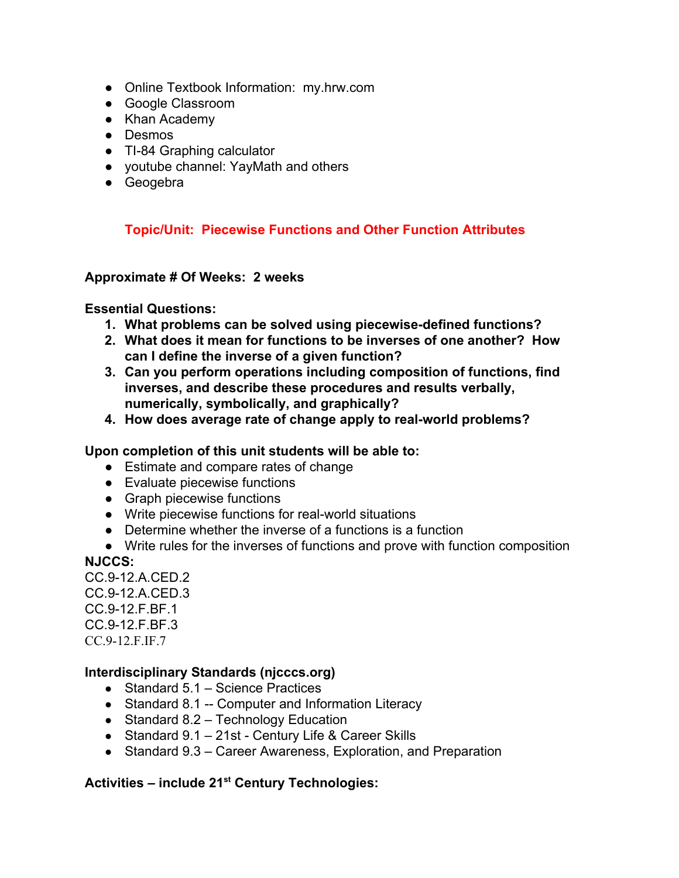- Online Textbook Information: my.hrw.com
- Google Classroom
- Khan Academy
- Desmos
- TI-84 Graphing calculator
- youtube channel: YayMath and others
- Geogebra

## Topic/Unit: Piecewise Functions and Other Function Attributes

**Approximate # Of Weeks: 2 weeks**

**Essential Questions:**

1. **What problems can be solved using piecewise-defined functions?**
2. **What does it mean for functions to be inverses of one another? How can I define the inverse of a given function?**
3. **Can you perform operations including composition of functions, find inverses, and describe these procedures and results verbally, numerically, symbolically, and graphically?**
4. **How does average rate of change apply to real-world problems?**

**Upon completion of this unit students will be able to:**

- Estimate and compare rates of change
- Evaluate piecewise functions
- Graph piecewise functions
- Write piecewise functions for real-world situations
- Determine whether the inverse of a functions is a function
- Write rules for the inverses of functions and prove with function composition

**NJCCS:**

CC.9-12.A.CED.2
CC.9-12.A.CED.3
CC.9-12.F.BF.1
CC.9-12.F.BF.3
CC.9-12.F.IF.7

**Interdisciplinary Standards (njcccs.org)**

- Standard 5.1 – Science Practices
- Standard 8.1 -- Computer and Information Literacy
- Standard 8.2 – Technology Education
- Standard 9.1 – 21st - Century Life & Career Skills
- Standard 9.3 – Career Awareness, Exploration, and Preparation

**Activities – include 21st Century Technologies:**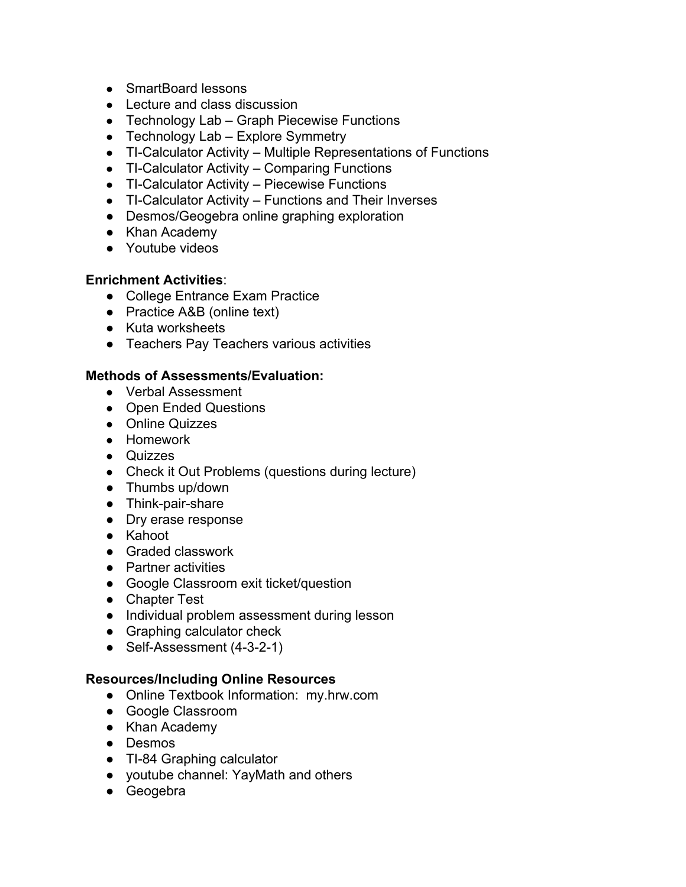- SmartBoard lessons
- Lecture and class discussion
- Technology Lab – Graph Piecewise Functions
- Technology Lab – Explore Symmetry
- TI-Calculator Activity – Multiple Representations of Functions
- TI-Calculator Activity – Comparing Functions
- TI-Calculator Activity – Piecewise Functions
- TI-Calculator Activity – Functions and Their Inverses
- Desmos/Geogebra online graphing exploration
- Khan Academy
- Youtube videos

**Enrichment Activities**:

- College Entrance Exam Practice
- Practice A&B (online text)
- Kuta worksheets
- Teachers Pay Teachers various activities

**Methods of Assessments/Evaluation:**

- Verbal Assessment
- Open Ended Questions
- Online Quizzes
- Homework
- Quizzes
- Check it Out Problems (questions during lecture)
- Thumbs up/down
- Think-pair-share
- Dry erase response
- Kahoot
- Graded classwork
- Partner activities
- Google Classroom exit ticket/question
- Chapter Test
- Individual problem assessment during lesson
- Graphing calculator check
- Self-Assessment (4-3-2-1)

**Resources/Including Online Resources**

- Online Textbook Information: my.hrw.com
- Google Classroom
- Khan Academy
- Desmos
- TI-84 Graphing calculator
- youtube channel: YayMath and others
- Geogebra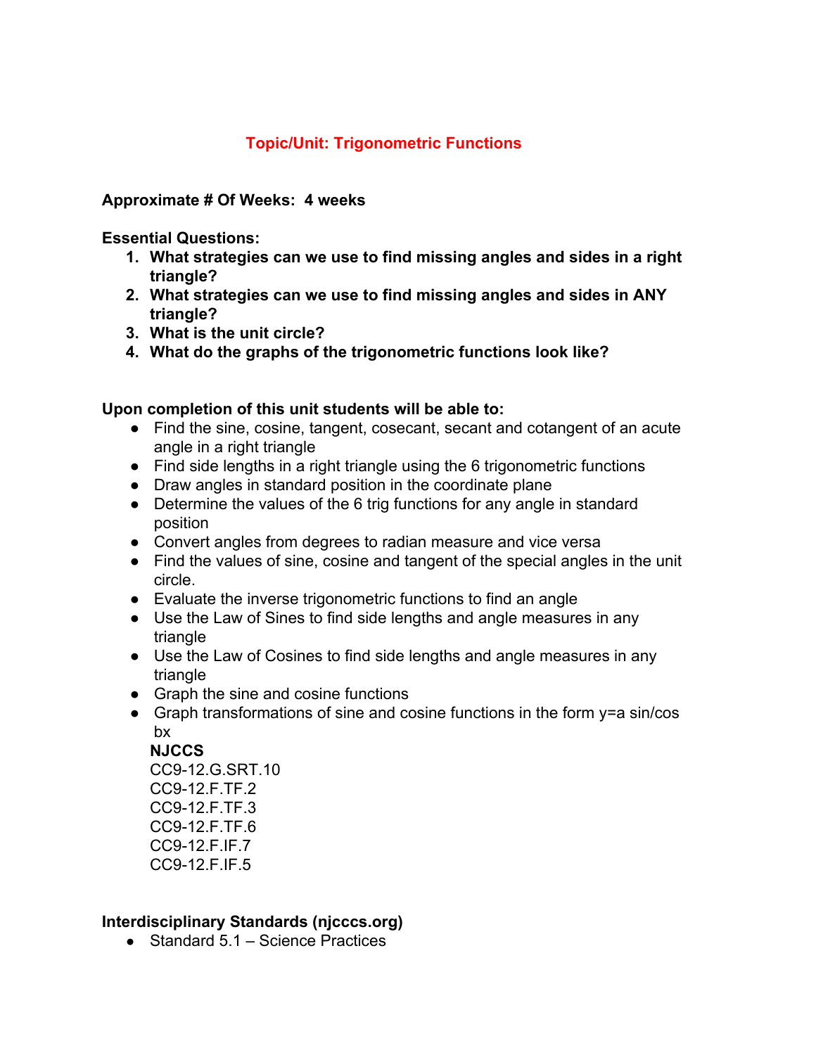# Topic/Unit: Trigonometric Functions

**Approximate # Of Weeks: 4 weeks**

**Essential Questions:**

1. **What strategies can we use to find missing angles and sides in a right triangle?**
2. **What strategies can we use to find missing angles and sides in ANY triangle?**
3. **What is the unit circle?**
4. **What do the graphs of the trigonometric functions look like?**

**Upon completion of this unit students will be able to:**

- Find the sine, cosine, tangent, cosecant, secant and cotangent of an acute angle in a right triangle
- Find side lengths in a right triangle using the 6 trigonometric functions
- Draw angles in standard position in the coordinate plane
- Determine the values of the 6 trig functions for any angle in standard position
- Convert angles from degrees to radian measure and vice versa
- Find the values of sine, cosine and tangent of the special angles in the unit circle.
- Evaluate the inverse trigonometric functions to find an angle
- Use the Law of Sines to find side lengths and angle measures in any triangle
- Use the Law of Cosines to find side lengths and angle measures in any triangle
- Graph the sine and cosine functions
- Graph transformations of sine and cosine functions in the form y=a sin/cos bx

  **NJCCS**
  CC9-12.G.SRT.10
  CC9-12.F.TF.2
  CC9-12.F.TF.3
  CC9-12.F.TF.6
  CC9-12.F.IF.7
  CC9-12.F.IF.5

**Interdisciplinary Standards (njcccs.org)**

- Standard 5.1 – Science Practices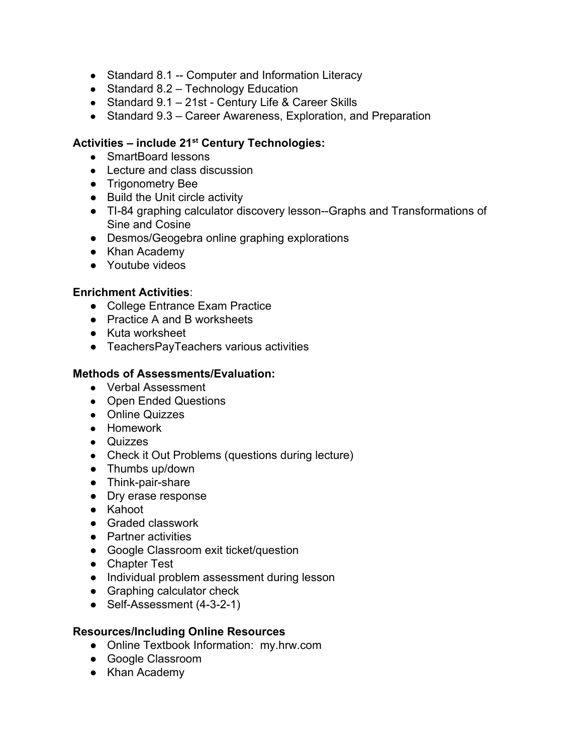- Standard 8.1 -- Computer and Information Literacy
- Standard 8.2 – Technology Education
- Standard 9.1 – 21st - Century Life & Career Skills
- Standard 9.3 – Career Awareness, Exploration, and Preparation

**Activities – include 21st Century Technologies:**

- SmartBoard lessons
- Lecture and class discussion
- Trigonometry Bee
- Build the Unit circle activity
- TI-84 graphing calculator discovery lesson--Graphs and Transformations of Sine and Cosine
- Desmos/Geogebra online graphing explorations
- Khan Academy
- Youtube videos

**Enrichment Activities**:

- College Entrance Exam Practice
- Practice A and B worksheets
- Kuta worksheet
- TeachersPayTeachers various activities

**Methods of Assessments/Evaluation:**

- Verbal Assessment
- Open Ended Questions
- Online Quizzes
- Homework
- Quizzes
- Check it Out Problems (questions during lecture)
- Thumbs up/down
- Think-pair-share
- Dry erase response
- Kahoot
- Graded classwork
- Partner activities
- Google Classroom exit ticket/question
- Chapter Test
- Individual problem assessment during lesson
- Graphing calculator check
- Self-Assessment (4-3-2-1)

**Resources/Including Online Resources**

- Online Textbook Information: my.hrw.com
- Google Classroom
- Khan Academy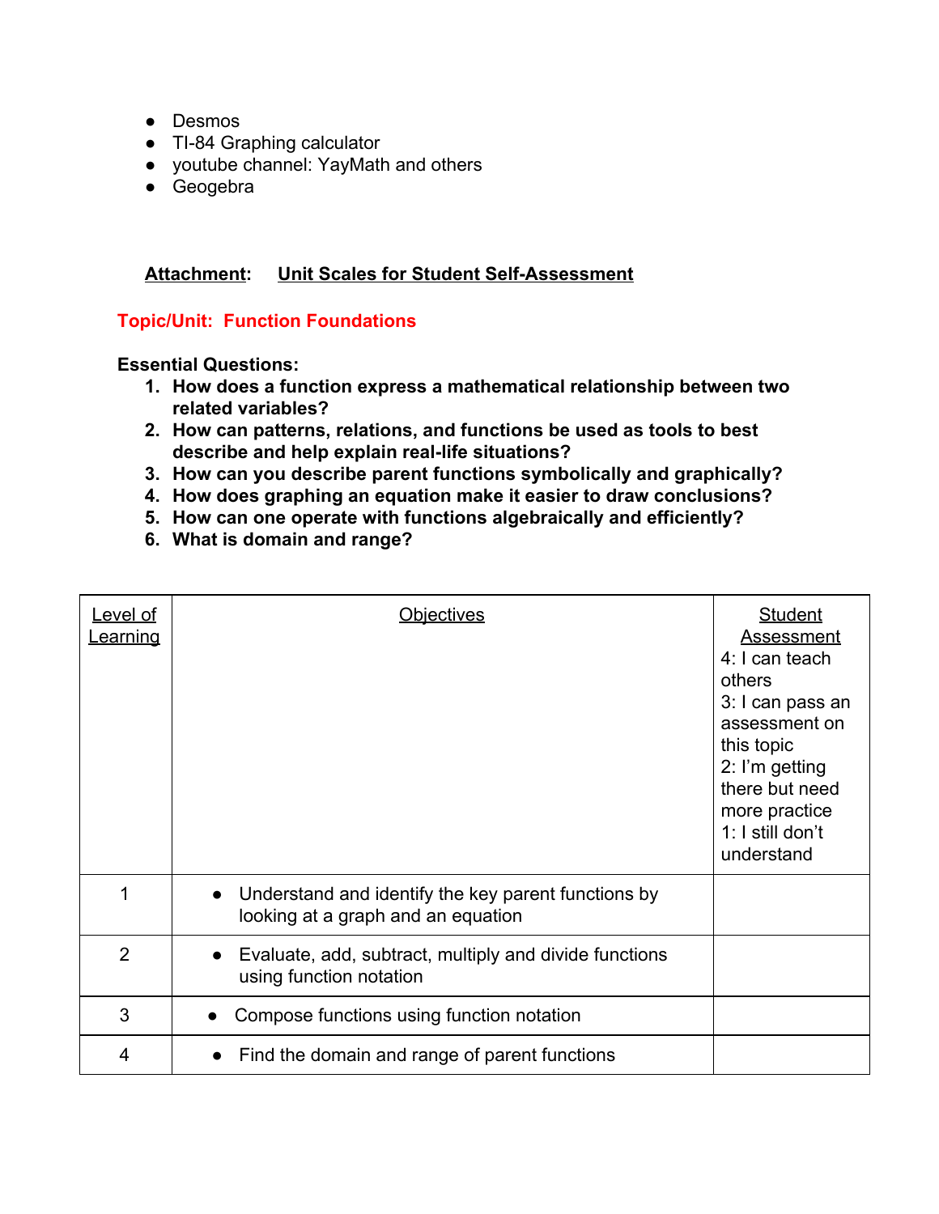- Desmos
- TI-84 Graphing calculator
- youtube channel: YayMath and others
- Geogebra

**Attachment**: **Unit Scales for Student Self-Assessment**

**Topic/Unit: Function Foundations**

**Essential Questions:**

1. **How does a function express a mathematical relationship between two related variables?**
2. **How can patterns, relations, and functions be used as tools to best describe and help explain real-life situations?**
3. **How can you describe parent functions symbolically and graphically?**
4. **How does graphing an equation make it easier to draw conclusions?**
5. **How can one operate with functions algebraically and efficiently?**
6. **What is domain and range?**

| Level of Learning | Objectives | Student Assessment<br>4: I can teach others<br>3: I can pass an assessment on this topic<br>2: I'm getting there but need more practice<br>1: I still don't understand |
|---|---|---|
| 1 | • Understand and identify the key parent functions by looking at a graph and an equation | |
| 2 | • Evaluate, add, subtract, multiply and divide functions using function notation | |
| 3 | • Compose functions using function notation | |
| 4 | • Find the domain and range of parent functions | |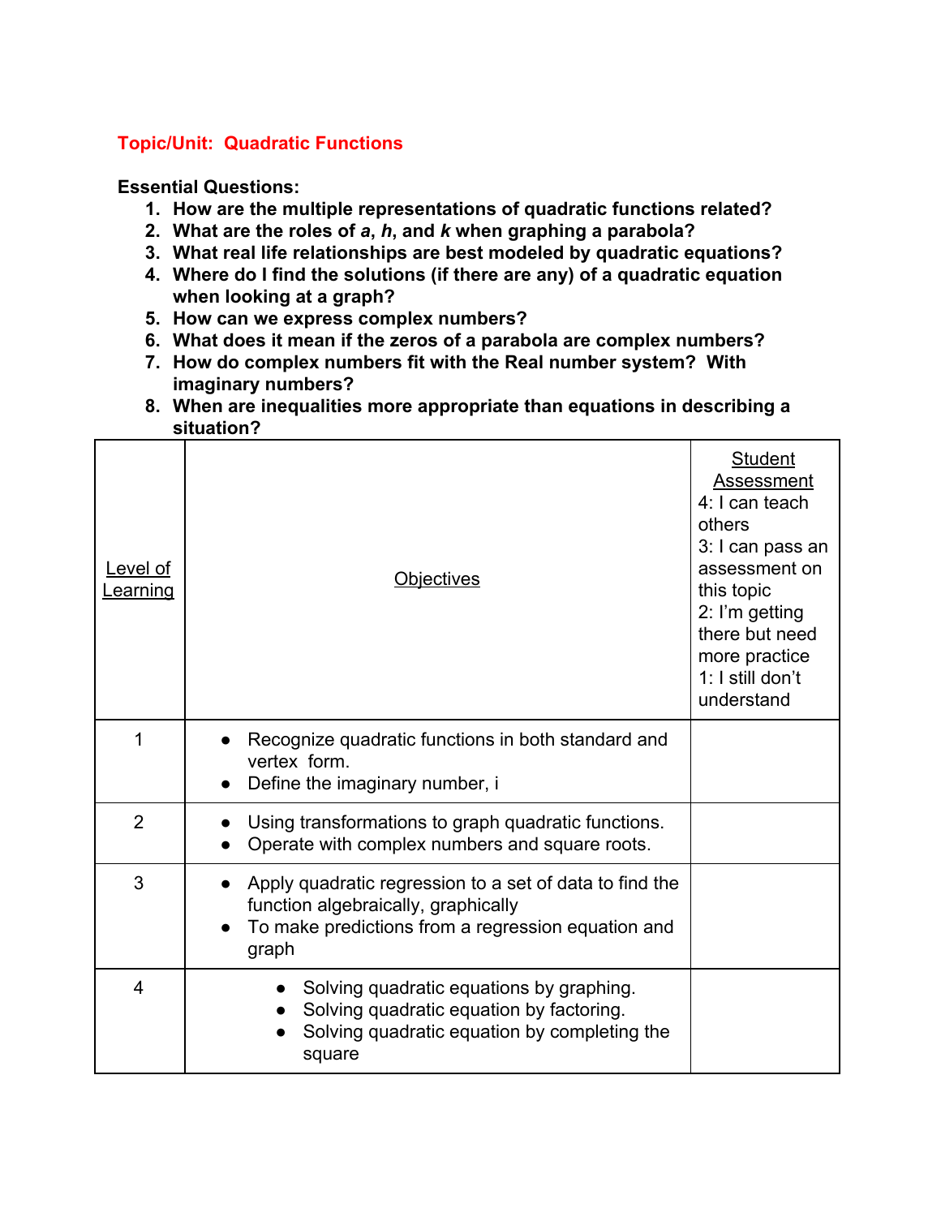**Topic/Unit: Quadratic Functions**

**Essential Questions:**

1. **How are the multiple representations of quadratic functions related?**
2. **What are the roles of *a*, *h*, and *k* when graphing a parabola?**
3. **What real life relationships are best modeled by quadratic equations?**
4. **Where do I find the solutions (if there are any) of a quadratic equation when looking at a graph?**
5. **How can we express complex numbers?**
6. **What does it mean if the zeros of a parabola are complex numbers?**
7. **How do complex numbers fit with the Real number system? With imaginary numbers?**
8. **When are inequalities more appropriate than equations in describing a situation?**

| Level of Learning | Objectives | Student Assessment<br>4: I can teach others<br>3: I can pass an assessment on this topic<br>2: I'm getting there but need more practice<br>1: I still don't understand |
|---|---|---|
| 1 | • Recognize quadratic functions in both standard and vertex form.<br>• Define the imaginary number, i | |
| 2 | • Using transformations to graph quadratic functions.<br>• Operate with complex numbers and square roots. | |
| 3 | • Apply quadratic regression to a set of data to find the function algebraically, graphically<br>• To make predictions from a regression equation and graph | |
| 4 | • Solving quadratic equations by graphing.<br>• Solving quadratic equation by factoring.<br>• Solving quadratic equation by completing the square | |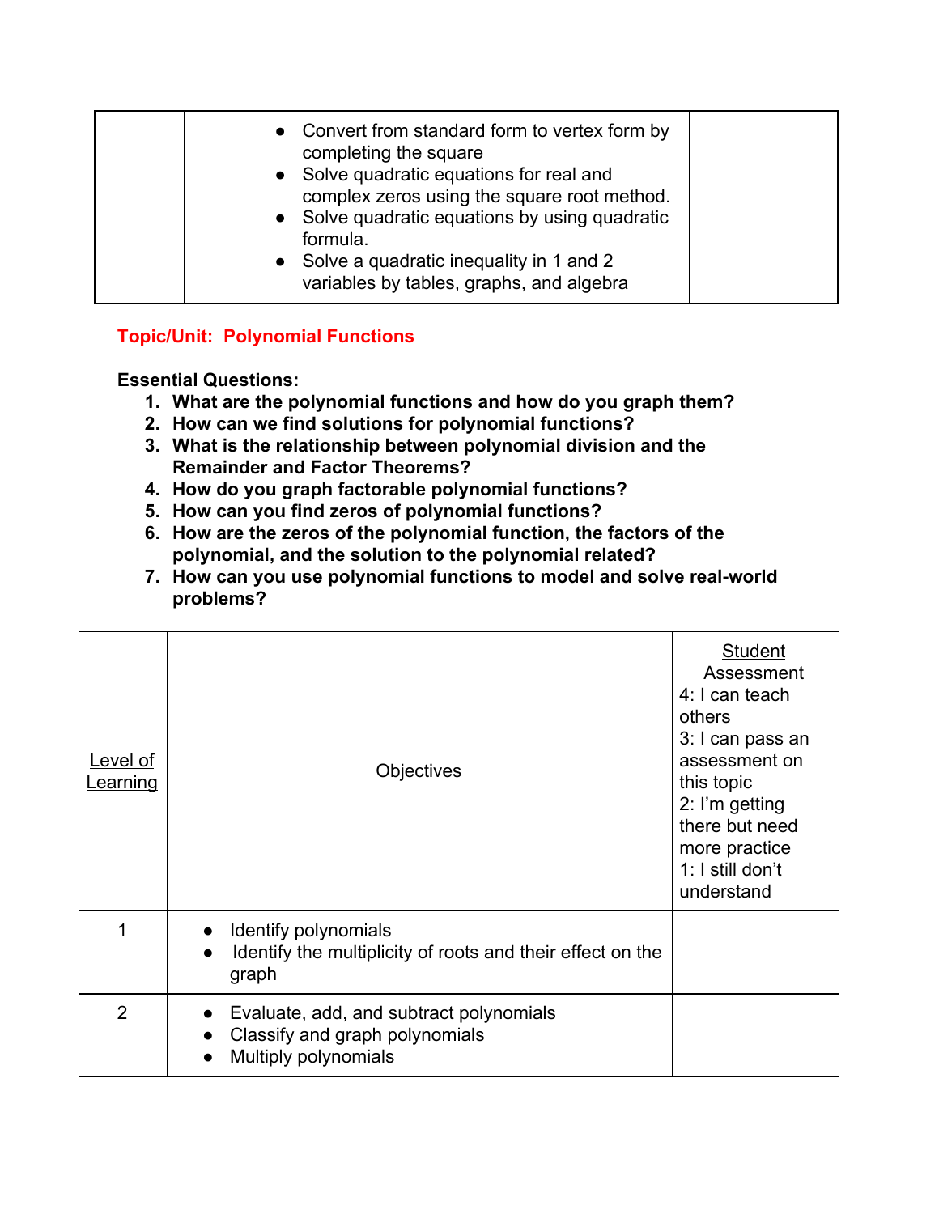| | | |
|---|---|---|
| | • Convert from standard form to vertex form by completing the square<br>• Solve quadratic equations for real and complex zeros using the square root method.<br>• Solve quadratic equations by using quadratic formula.<br>• Solve a quadratic inequality in 1 and 2 variables by tables, graphs, and algebra | |

**Topic/Unit: Polynomial Functions**

**Essential Questions:**

1. **What are the polynomial functions and how do you graph them?**
2. **How can we find solutions for polynomial functions?**
3. **What is the relationship between polynomial division and the Remainder and Factor Theorems?**
4. **How do you graph factorable polynomial functions?**
5. **How can you find zeros of polynomial functions?**
6. **How are the zeros of the polynomial function, the factors of the polynomial, and the solution to the polynomial related?**
7. **How can you use polynomial functions to model and solve real-world problems?**

| Level of Learning | Objectives | Student Assessment<br>4: I can teach others<br>3: I can pass an assessment on this topic<br>2: I'm getting there but need more practice<br>1: I still don't understand |
|---|---|---|
| 1 | • Identify polynomials<br>• Identify the multiplicity of roots and their effect on the graph | |
| 2 | • Evaluate, add, and subtract polynomials<br>• Classify and graph polynomials<br>• Multiply polynomials | |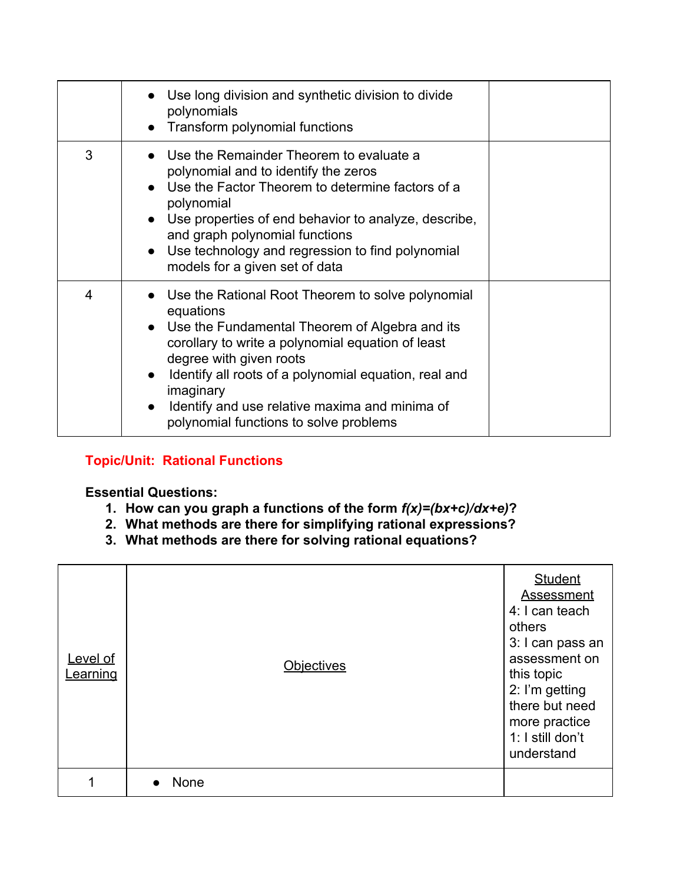| | | |
|---|---|---|
| | • Use long division and synthetic division to divide polynomials<br>• Transform polynomial functions | |
| 3 | • Use the Remainder Theorem to evaluate a polynomial and to identify the zeros<br>• Use the Factor Theorem to determine factors of a polynomial<br>• Use properties of end behavior to analyze, describe, and graph polynomial functions<br>• Use technology and regression to find polynomial models for a given set of data | |
| 4 | • Use the Rational Root Theorem to solve polynomial equations<br>• Use the Fundamental Theorem of Algebra and its corollary to write a polynomial equation of least degree with given roots<br>• Identify all roots of a polynomial equation, real and imaginary<br>• Identify and use relative maxima and minima of polynomial functions to solve problems | |

**Topic/Unit: Rational Functions**

**Essential Questions:**

1. **How can you graph a functions of the form $f(x)=(bx+c)/dx+e)$?**
2. **What methods are there for simplifying rational expressions?**
3. **What methods are there for solving rational equations?**

| Level of Learning | Objectives | Student Assessment<br>4: I can teach others<br>3: I can pass an assessment on this topic<br>2: I'm getting there but need more practice<br>1: I still don't understand |
|---|---|---|
| 1 | • None | |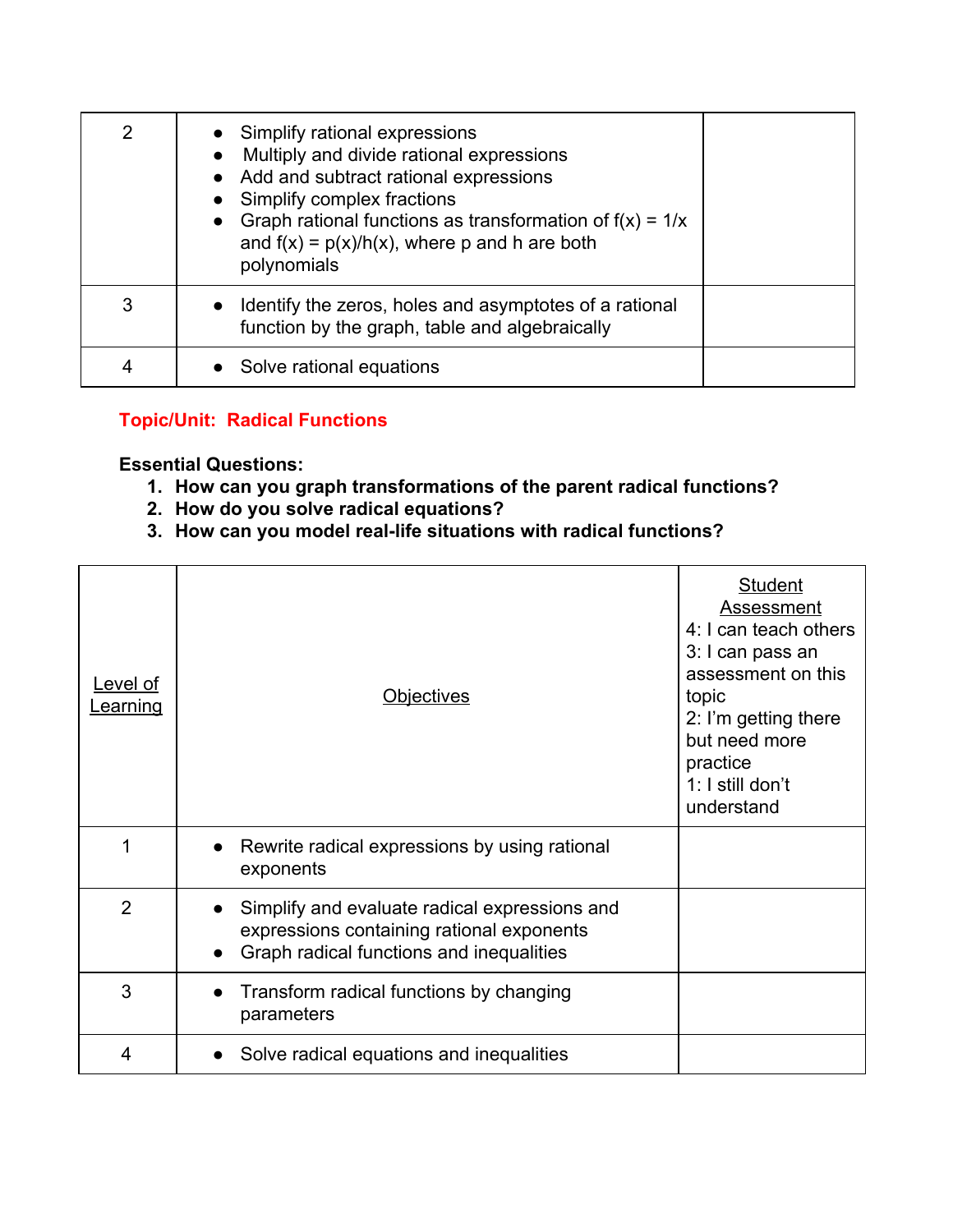| 2 | • Simplify rational expressions<br>• Multiply and divide rational expressions<br>• Add and subtract rational expressions<br>• Simplify complex fractions<br>• Graph rational functions as transformation of $f(x) = 1/x$ and $f(x) = p(x)/h(x)$, where p and h are both polynomials | |
|---|---|---|
| 3 | • Identify the zeros, holes and asymptotes of a rational function by the graph, table and algebraically | |
| 4 | • Solve rational equations | |

## Topic/Unit: Radical Functions

**Essential Questions:**

1. **How can you graph transformations of the parent radical functions?**
2. **How do you solve radical equations?**
3. **How can you model real-life situations with radical functions?**

| Level of Learning | Objectives | Student Assessment<br>4: I can teach others<br>3: I can pass an assessment on this topic<br>2: I'm getting there but need more practice<br>1: I still don't understand |
|---|---|---|
| 1 | • Rewrite radical expressions by using rational exponents | |
| 2 | • Simplify and evaluate radical expressions and expressions containing rational exponents<br>• Graph radical functions and inequalities | |
| 3 | • Transform radical functions by changing parameters | |
| 4 | • Solve radical equations and inequalities | |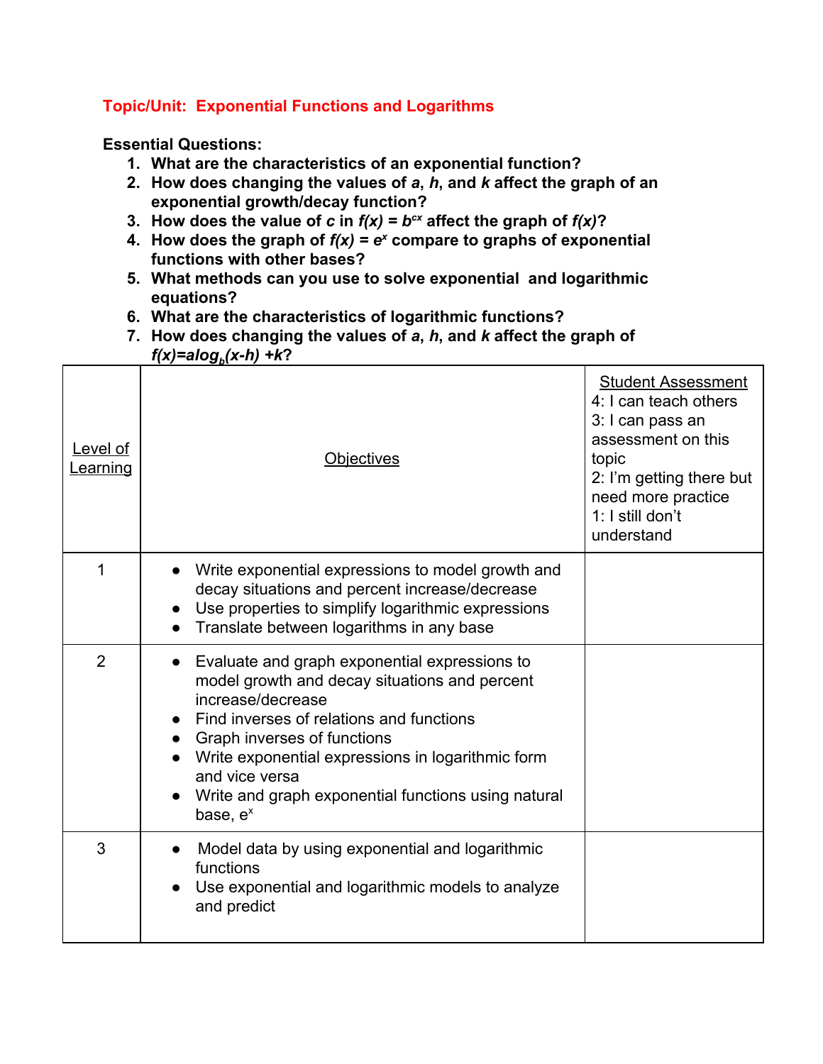**Topic/Unit: Exponential Functions and Logarithms**

**Essential Questions:**

1. **What are the characteristics of an exponential function?**
2. **How does changing the values of *a*, *h*, and *k* affect the graph of an exponential growth/decay function?**
3. **How does the value of *c* in $f(x) = b^{cx}$ affect the graph of *f(x)*?**
4. **How does the graph of $f(x) = e^x$ compare to graphs of exponential functions with other bases?**
5. **What methods can you use to solve exponential and logarithmic equations?**
6. **What are the characteristics of logarithmic functions?**
7. **How does changing the values of *a*, *h*, and *k* affect the graph of $f(x)=a\log_b(x-h)+k$?**

| Level of Learning | Objectives | Student Assessment<br>4: I can teach others<br>3: I can pass an assessment on this topic<br>2: I'm getting there but need more practice<br>1: I still don't understand |
|---|---|---|
| 1 | • Write exponential expressions to model growth and decay situations and percent increase/decrease<br>• Use properties to simplify logarithmic expressions<br>• Translate between logarithms in any base | |
| 2 | • Evaluate and graph exponential expressions to model growth and decay situations and percent increase/decrease<br>• Find inverses of relations and functions<br>• Graph inverses of functions<br>• Write exponential expressions in logarithmic form and vice versa<br>• Write and graph exponential functions using natural base, $e^x$ | |
| 3 | • Model data by using exponential and logarithmic functions<br>• Use exponential and logarithmic models to analyze and predict | |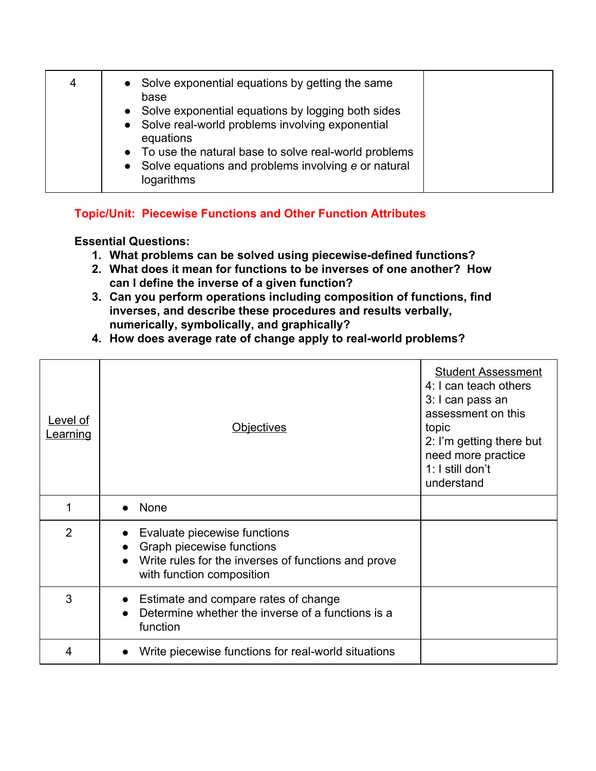| | | |
|---|---|---|
| 4 | • Solve exponential equations by getting the same base<br>• Solve exponential equations by logging both sides<br>• Solve real-world problems involving exponential equations<br>• To use the natural base to solve real-world problems<br>• Solve equations and problems involving *e* or natural logarithms | |

**Topic/Unit: Piecewise Functions and Other Function Attributes**

**Essential Questions:**

1. **What problems can be solved using piecewise-defined functions?**
2. **What does it mean for functions to be inverses of one another? How can I define the inverse of a given function?**
3. **Can you perform operations including composition of functions, find inverses, and describe these procedures and results verbally, numerically, symbolically, and graphically?**
4. **How does average rate of change apply to real-world problems?**

| Level of Learning | Objectives | Student Assessment<br>4: I can teach others<br>3: I can pass an assessment on this topic<br>2: I'm getting there but need more practice<br>1: I still don't understand |
|---|---|---|
| 1 | • None | |
| 2 | • Evaluate piecewise functions<br>• Graph piecewise functions<br>• Write rules for the inverses of functions and prove with function composition | |
| 3 | • Estimate and compare rates of change<br>• Determine whether the inverse of a functions is a function | |
| 4 | • Write piecewise functions for real-world situations | |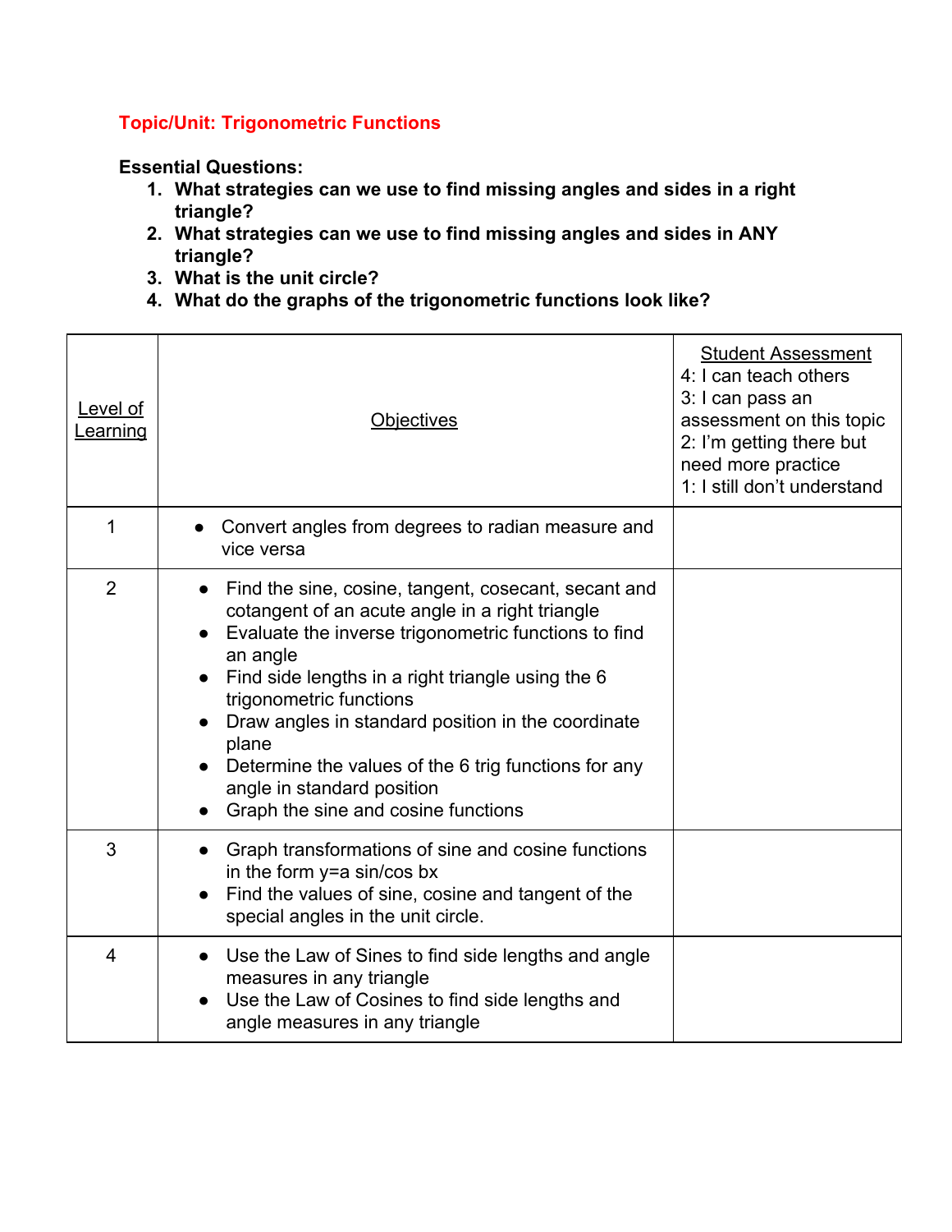**Topic/Unit: Trigonometric Functions**

**Essential Questions:**

1. **What strategies can we use to find missing angles and sides in a right triangle?**
2. **What strategies can we use to find missing angles and sides in ANY triangle?**
3. **What is the unit circle?**
4. **What do the graphs of the trigonometric functions look like?**

| Level of Learning | Objectives | Student Assessment<br>4: I can teach others<br>3: I can pass an assessment on this topic<br>2: I'm getting there but need more practice<br>1: I still don't understand |
|---|---|---|
| 1 | • Convert angles from degrees to radian measure and vice versa | |
| 2 | • Find the sine, cosine, tangent, cosecant, secant and cotangent of an acute angle in a right triangle<br>• Evaluate the inverse trigonometric functions to find an angle<br>• Find side lengths in a right triangle using the 6 trigonometric functions<br>• Draw angles in standard position in the coordinate plane<br>• Determine the values of the 6 trig functions for any angle in standard position<br>• Graph the sine and cosine functions | |
| 3 | • Graph transformations of sine and cosine functions in the form y=a sin/cos bx<br>• Find the values of sine, cosine and tangent of the special angles in the unit circle. | |
| 4 | • Use the Law of Sines to find side lengths and angle measures in any triangle<br>• Use the Law of Cosines to find side lengths and angle measures in any triangle | |